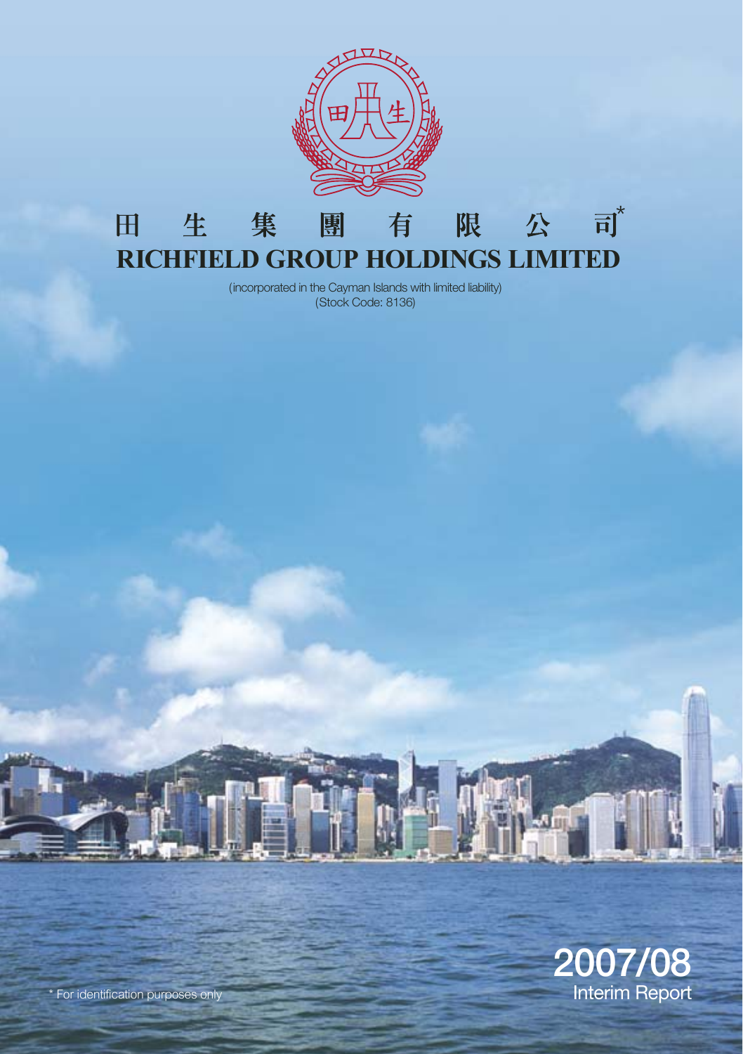# 田生集團有限公司*

# RICHFIELD GROUP HOLDINGS LIMITED

(incorporated in the Cayman Islands with limited liability)
(Stock Code: 8136)

2007/08
Interim Report

* For identification purposes only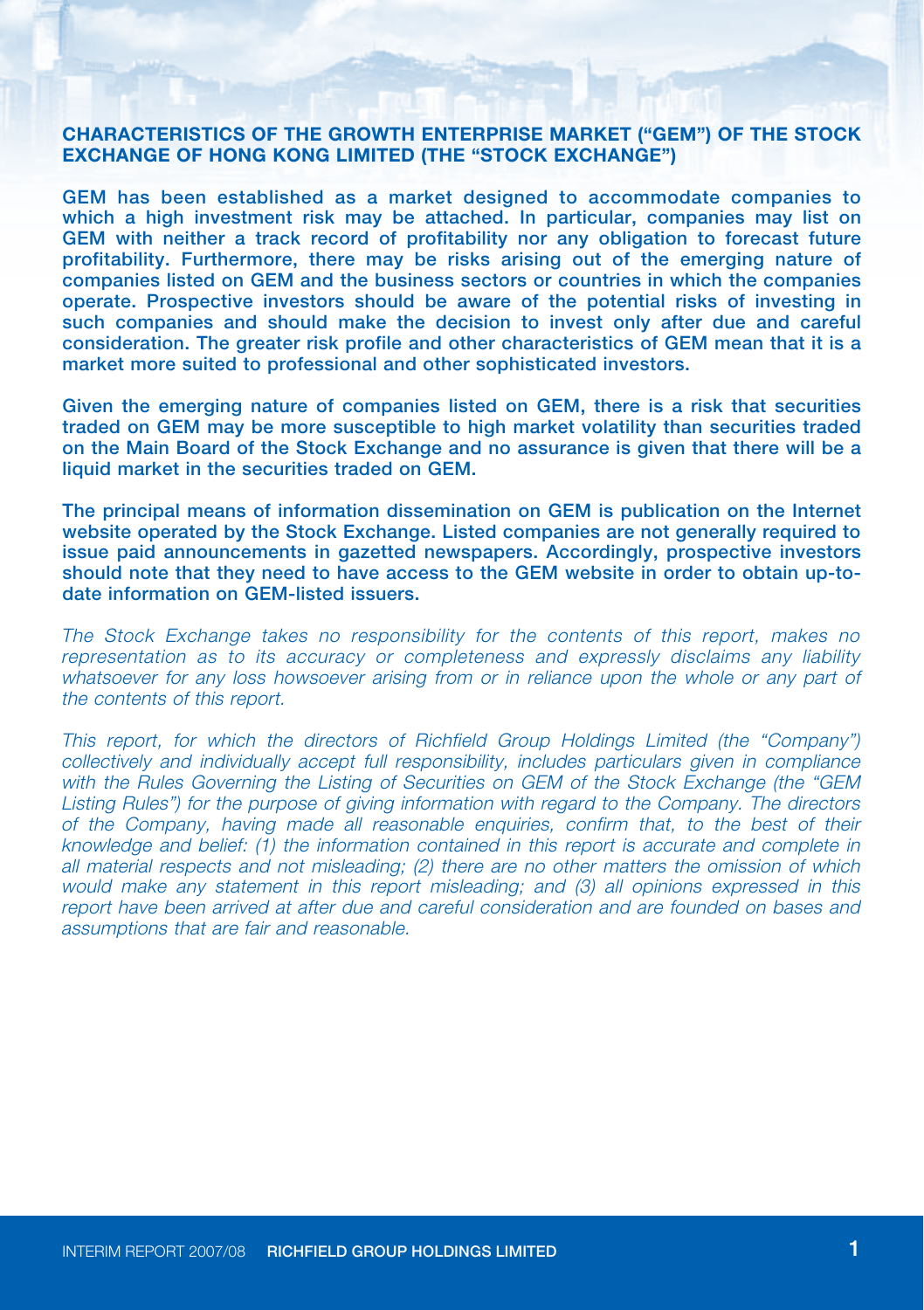## CHARACTERISTICS OF THE GROWTH ENTERPRISE MARKET ("GEM") OF THE STOCK EXCHANGE OF HONG KONG LIMITED (THE "STOCK EXCHANGE")

**GEM has been established as a market designed to accommodate companies to which a high investment risk may be attached. In particular, companies may list on GEM with neither a track record of profitability nor any obligation to forecast future profitability. Furthermore, there may be risks arising out of the emerging nature of companies listed on GEM and the business sectors or countries in which the companies operate. Prospective investors should be aware of the potential risks of investing in such companies and should make the decision to invest only after due and careful consideration. The greater risk profile and other characteristics of GEM mean that it is a market more suited to professional and other sophisticated investors.**

**Given the emerging nature of companies listed on GEM, there is a risk that securities traded on GEM may be more susceptible to high market volatility than securities traded on the Main Board of the Stock Exchange and no assurance is given that there will be a liquid market in the securities traded on GEM.**

**The principal means of information dissemination on GEM is publication on the Internet website operated by the Stock Exchange. Listed companies are not generally required to issue paid announcements in gazetted newspapers. Accordingly, prospective investors should note that they need to have access to the GEM website in order to obtain up-to-date information on GEM-listed issuers.**

*The Stock Exchange takes no responsibility for the contents of this report, makes no representation as to its accuracy or completeness and expressly disclaims any liability whatsoever for any loss howsoever arising from or in reliance upon the whole or any part of the contents of this report.*

*This report, for which the directors of Richfield Group Holdings Limited (the "Company") collectively and individually accept full responsibility, includes particulars given in compliance with the Rules Governing the Listing of Securities on GEM of the Stock Exchange (the "GEM Listing Rules") for the purpose of giving information with regard to the Company. The directors of the Company, having made all reasonable enquiries, confirm that, to the best of their knowledge and belief: (1) the information contained in this report is accurate and complete in all material respects and not misleading; (2) there are no other matters the omission of which would make any statement in this report misleading; and (3) all opinions expressed in this report have been arrived at after due and careful consideration and are founded on bases and assumptions that are fair and reasonable.*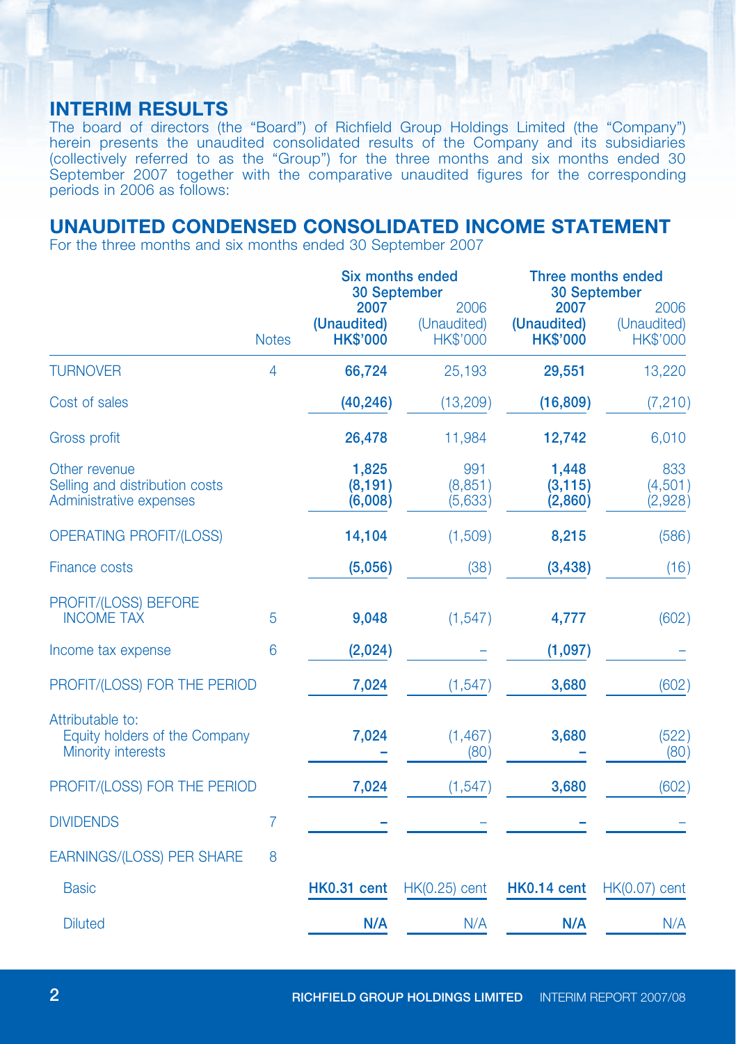## INTERIM RESULTS

The board of directors (the "Board") of Richfield Group Holdings Limited (the "Company") herein presents the unaudited consolidated results of the Company and its subsidiaries (collectively referred to as the "Group") for the three months and six months ended 30 September 2007 together with the comparative unaudited figures for the corresponding periods in 2006 as follows:

## UNAUDITED CONDENSED CONSOLIDATED INCOME STATEMENT

For the three months and six months ended 30 September 2007

| | Notes | Six months ended 30 September | | Three months ended 30 September | |
|---|---|---|---|---|---|
| | | **2007** | 2006 | **2007** | 2006 |
| | | **(Unaudited)** | (Unaudited) | **(Unaudited)** | (Unaudited) |
| | | **HK$'000** | HK$'000 | **HK$'000** | HK$'000 |
| TURNOVER | 4 | **66,724** | 25,193 | **29,551** | 13,220 |
| Cost of sales | | **(40,246)** | (13,209) | **(16,809)** | (7,210) |
| Gross profit | | **26,478** | 11,984 | **12,742** | 6,010 |
| Other revenue | | **1,825** | 991 | **1,448** | 833 |
| Selling and distribution costs | | **(8,191)** | (8,851) | **(3,115)** | (4,501) |
| Administrative expenses | | **(6,008)** | (5,633) | **(2,860)** | (2,928) |
| OPERATING PROFIT/(LOSS) | | **14,104** | (1,509) | **8,215** | (586) |
| Finance costs | | **(5,056)** | (38) | **(3,438)** | (16) |
| PROFIT/(LOSS) BEFORE INCOME TAX | 5 | **9,048** | (1,547) | **4,777** | (602) |
| Income tax expense | 6 | **(2,024)** | – | **(1,097)** | – |
| PROFIT/(LOSS) FOR THE PERIOD | | **7,024** | (1,547) | **3,680** | (602) |
| Attributable to: | | | | | |
| Equity holders of the Company | | **7,024** | (1,467) | **3,680** | (522) |
| Minority interests | | **–** | (80) | **–** | (80) |
| PROFIT/(LOSS) FOR THE PERIOD | | **7,024** | (1,547) | **3,680** | (602) |
| DIVIDENDS | 7 | **–** | – | **–** | – |
| EARNINGS/(LOSS) PER SHARE | 8 | | | | |
| Basic | | **HK0.31 cent** | HK(0.25) cent | **HK0.14 cent** | HK(0.07) cent |
| Diluted | | **N/A** | N/A | **N/A** | N/A |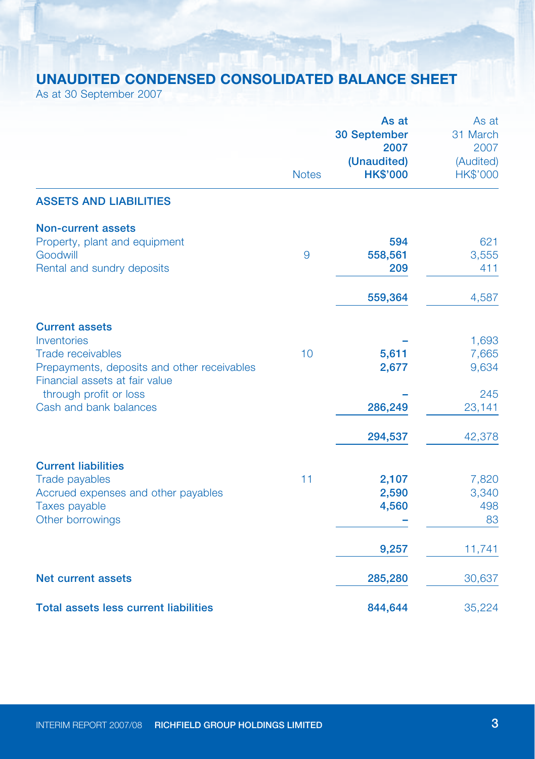# UNAUDITED CONDENSED CONSOLIDATED BALANCE SHEET

As at 30 September 2007

| | Notes | As at 30 September 2007 (Unaudited) HK$'000 | As at 31 March 2007 (Audited) HK$'000 |
|---|---|---|---|
| **ASSETS AND LIABILITIES** | | | |
| **Non-current assets** | | | |
| Property, plant and equipment | | **594** | 621 |
| Goodwill | 9 | **558,561** | 3,555 |
| Rental and sundry deposits | | **209** | 411 |
| | | **559,364** | 4,587 |
| **Current assets** | | | |
| Inventories | | **–** | 1,693 |
| Trade receivables | 10 | **5,611** | 7,665 |
| Prepayments, deposits and other receivables | | **2,677** | 9,634 |
| Financial assets at fair value through profit or loss | | **–** | 245 |
| Cash and bank balances | | **286,249** | 23,141 |
| | | **294,537** | 42,378 |
| **Current liabilities** | | | |
| Trade payables | 11 | **2,107** | 7,820 |
| Accrued expenses and other payables | | **2,590** | 3,340 |
| Taxes payable | | **4,560** | 498 |
| Other borrowings | | **–** | 83 |
| | | **9,257** | 11,741 |
| **Net current assets** | | **285,280** | 30,637 |
| **Total assets less current liabilities** | | **844,644** | 35,224 |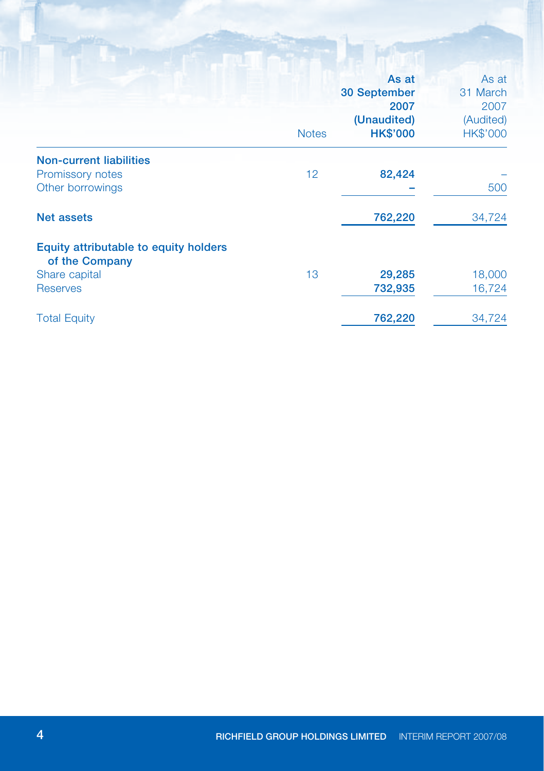| | Notes | As at 30 September 2007 (Unaudited) HK$'000 | As at 31 March 2007 (Audited) HK$'000 |
|---|---|---|---|
| **Non-current liabilities** | | | |
| Promissory notes | 12 | **82,424** | – |
| Other borrowings | | **–** | 500 |
| **Net assets** | | **762,220** | 34,724 |
| **Equity attributable to equity holders of the Company** | | | |
| Share capital | 13 | **29,285** | 18,000 |
| Reserves | | **732,935** | 16,724 |
| Total Equity | | **762,220** | 34,724 |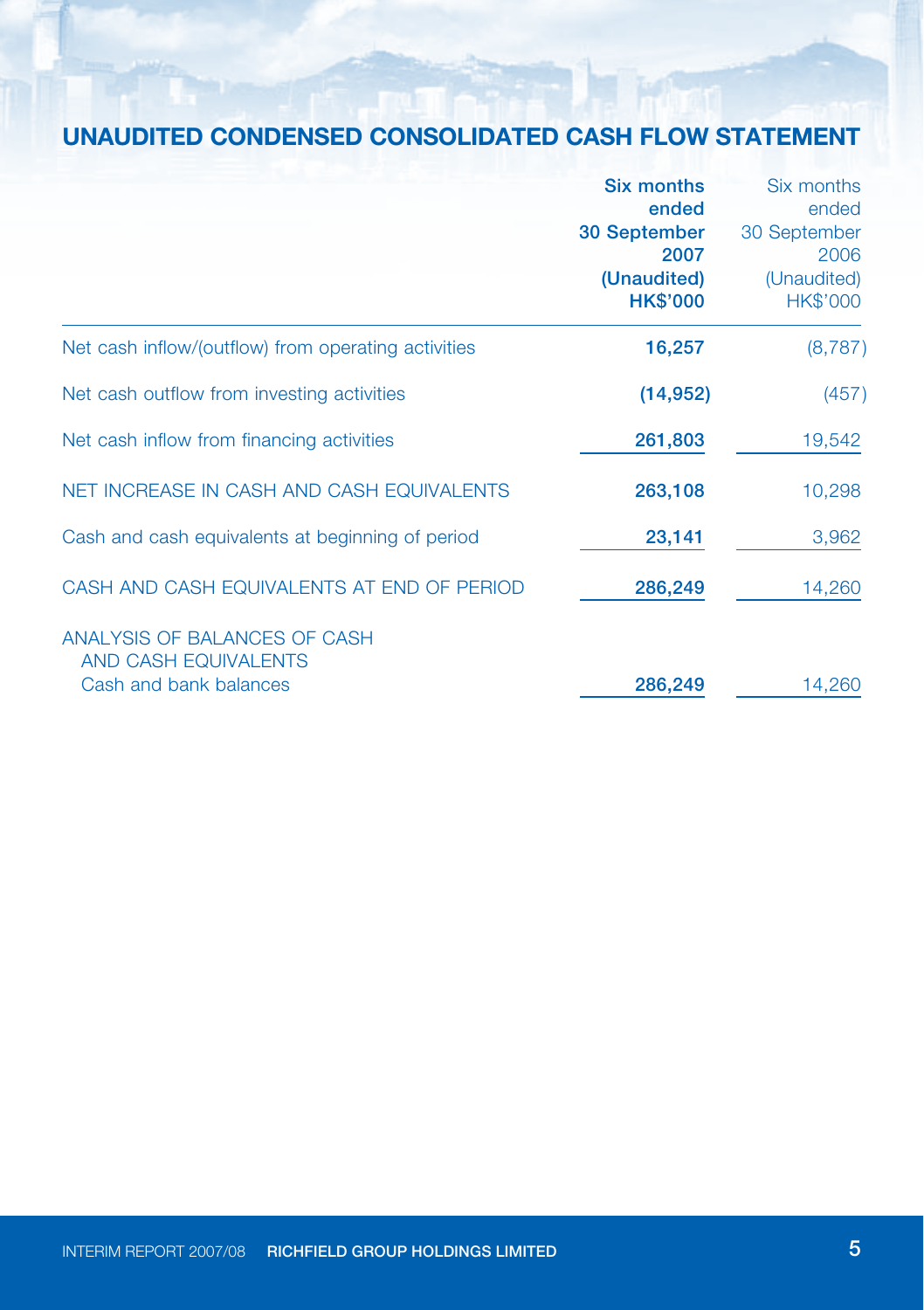# UNAUDITED CONDENSED CONSOLIDATED CASH FLOW STATEMENT

| | **Six months ended 30 September 2007 (Unaudited) HK$'000** | Six months ended 30 September 2006 (Unaudited) HK$'000 |
|---|---|---|
| Net cash inflow/(outflow) from operating activities | **16,257** | (8,787) |
| Net cash outflow from investing activities | **(14,952)** | (457) |
| Net cash inflow from financing activities | **261,803** | 19,542 |
| NET INCREASE IN CASH AND CASH EQUIVALENTS | **263,108** | 10,298 |
| Cash and cash equivalents at beginning of period | **23,141** | 3,962 |
| CASH AND CASH EQUIVALENTS AT END OF PERIOD | **286,249** | 14,260 |
| ANALYSIS OF BALANCES OF CASH AND CASH EQUIVALENTS | | |
| Cash and bank balances | **286,249** | 14,260 |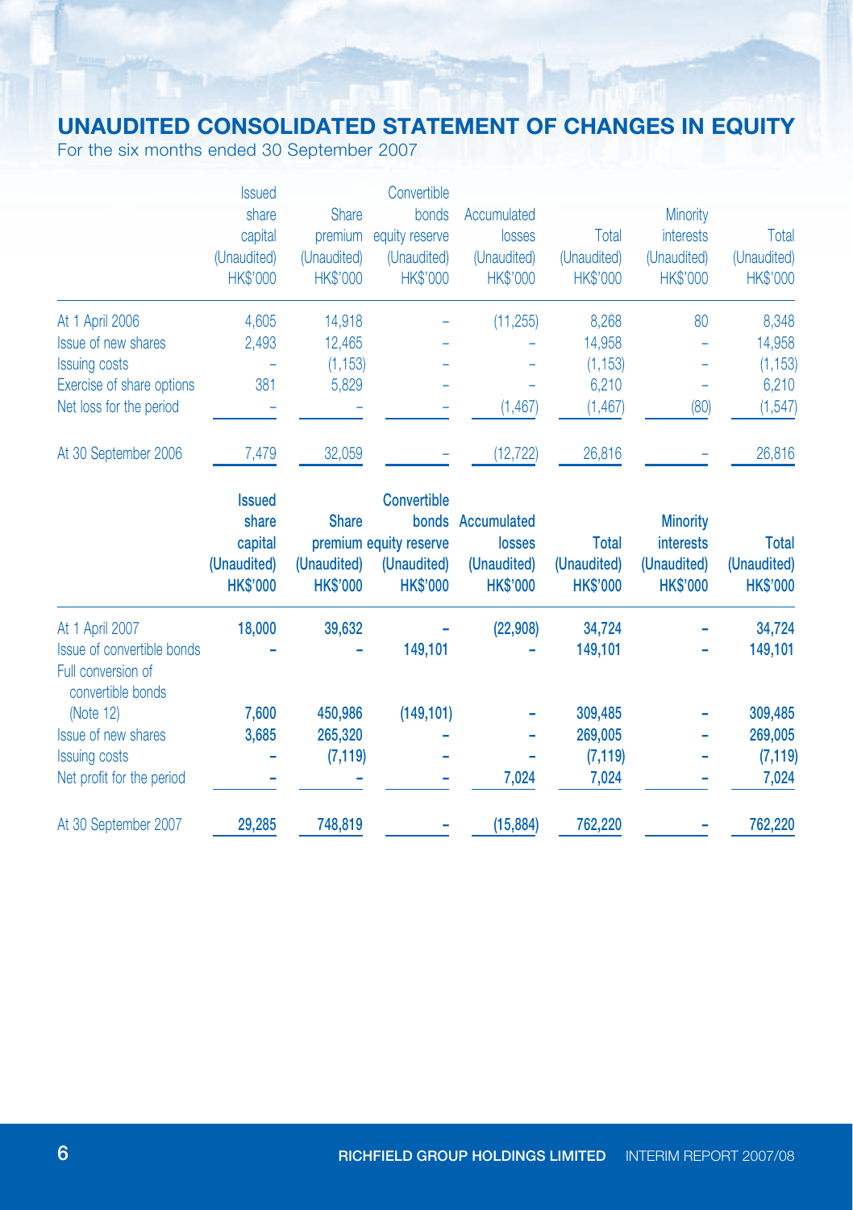# UNAUDITED CONSOLIDATED STATEMENT OF CHANGES IN EQUITY

For the six months ended 30 September 2007

| | Issued share capital (Unaudited) HK$'000 | Share premium (Unaudited) HK$'000 | Convertible bonds equity reserve (Unaudited) HK$'000 | Accumulated losses (Unaudited) HK$'000 | Total (Unaudited) HK$'000 | Minority interests (Unaudited) HK$'000 | Total (Unaudited) HK$'000 |
|---|---|---|---|---|---|---|---|
| At 1 April 2006 | 4,605 | 14,918 | – | (11,255) | 8,268 | 80 | 8,348 |
| Issue of new shares | 2,493 | 12,465 | – | – | 14,958 | – | 14,958 |
| Issuing costs | – | (1,153) | – | – | (1,153) | – | (1,153) |
| Exercise of share options | 381 | 5,829 | – | – | 6,210 | – | 6,210 |
| Net loss for the period | – | – | – | (1,467) | (1,467) | (80) | (1,547) |
| At 30 September 2006 | 7,479 | 32,059 | – | (12,722) | 26,816 | – | 26,816 |

| | **Issued share capital (Unaudited) HK$'000** | **Share premium (Unaudited) HK$'000** | **Convertible bonds equity reserve (Unaudited) HK$'000** | **Accumulated losses (Unaudited) HK$'000** | **Total (Unaudited) HK$'000** | **Minority interests (Unaudited) HK$'000** | **Total (Unaudited) HK$'000** |
|---|---|---|---|---|---|---|---|
| At 1 April 2007 | **18,000** | **39,632** | **–** | **(22,908)** | **34,724** | **–** | **34,724** |
| Issue of convertible bonds | **–** | **–** | **149,101** | **–** | **149,101** | **–** | **149,101** |
| Full conversion of convertible bonds (Note 12) | **7,600** | **450,986** | **(149,101)** | **–** | **309,485** | **–** | **309,485** |
| Issue of new shares | **3,685** | **265,320** | **–** | **–** | **269,005** | **–** | **269,005** |
| Issuing costs | **–** | **(7,119)** | **–** | **–** | **(7,119)** | **–** | **(7,119)** |
| Net profit for the period | **–** | **–** | **–** | **7,024** | **7,024** | **–** | **7,024** |
| At 30 September 2007 | **29,285** | **748,819** | **–** | **(15,884)** | **762,220** | **–** | **762,220** |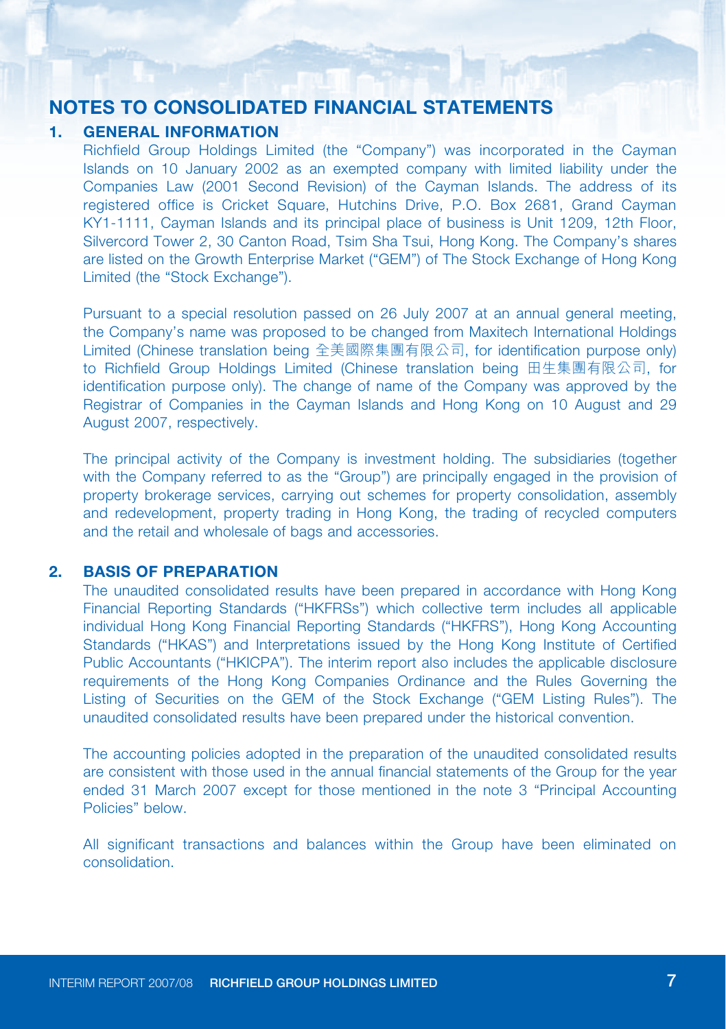# NOTES TO CONSOLIDATED FINANCIAL STATEMENTS

## 1. GENERAL INFORMATION

Richfield Group Holdings Limited (the "Company") was incorporated in the Cayman Islands on 10 January 2002 as an exempted company with limited liability under the Companies Law (2001 Second Revision) of the Cayman Islands. The address of its registered office is Cricket Square, Hutchins Drive, P.O. Box 2681, Grand Cayman KY1-1111, Cayman Islands and its principal place of business is Unit 1209, 12th Floor, Silvercord Tower 2, 30 Canton Road, Tsim Sha Tsui, Hong Kong. The Company's shares are listed on the Growth Enterprise Market ("GEM") of The Stock Exchange of Hong Kong Limited (the "Stock Exchange").

Pursuant to a special resolution passed on 26 July 2007 at an annual general meeting, the Company's name was proposed to be changed from Maxitech International Holdings Limited (Chinese translation being 全美國際集團有限公司, for identification purpose only) to Richfield Group Holdings Limited (Chinese translation being 田生集團有限公司, for identification purpose only). The change of name of the Company was approved by the Registrar of Companies in the Cayman Islands and Hong Kong on 10 August and 29 August 2007, respectively.

The principal activity of the Company is investment holding. The subsidiaries (together with the Company referred to as the "Group") are principally engaged in the provision of property brokerage services, carrying out schemes for property consolidation, assembly and redevelopment, property trading in Hong Kong, the trading of recycled computers and the retail and wholesale of bags and accessories.

## 2. BASIS OF PREPARATION

The unaudited consolidated results have been prepared in accordance with Hong Kong Financial Reporting Standards ("HKFRSs") which collective term includes all applicable individual Hong Kong Financial Reporting Standards ("HKFRS"), Hong Kong Accounting Standards ("HKAS") and Interpretations issued by the Hong Kong Institute of Certified Public Accountants ("HKICPA"). The interim report also includes the applicable disclosure requirements of the Hong Kong Companies Ordinance and the Rules Governing the Listing of Securities on the GEM of the Stock Exchange ("GEM Listing Rules"). The unaudited consolidated results have been prepared under the historical convention.

The accounting policies adopted in the preparation of the unaudited consolidated results are consistent with those used in the annual financial statements of the Group for the year ended 31 March 2007 except for those mentioned in the note 3 "Principal Accounting Policies" below.

All significant transactions and balances within the Group have been eliminated on consolidation.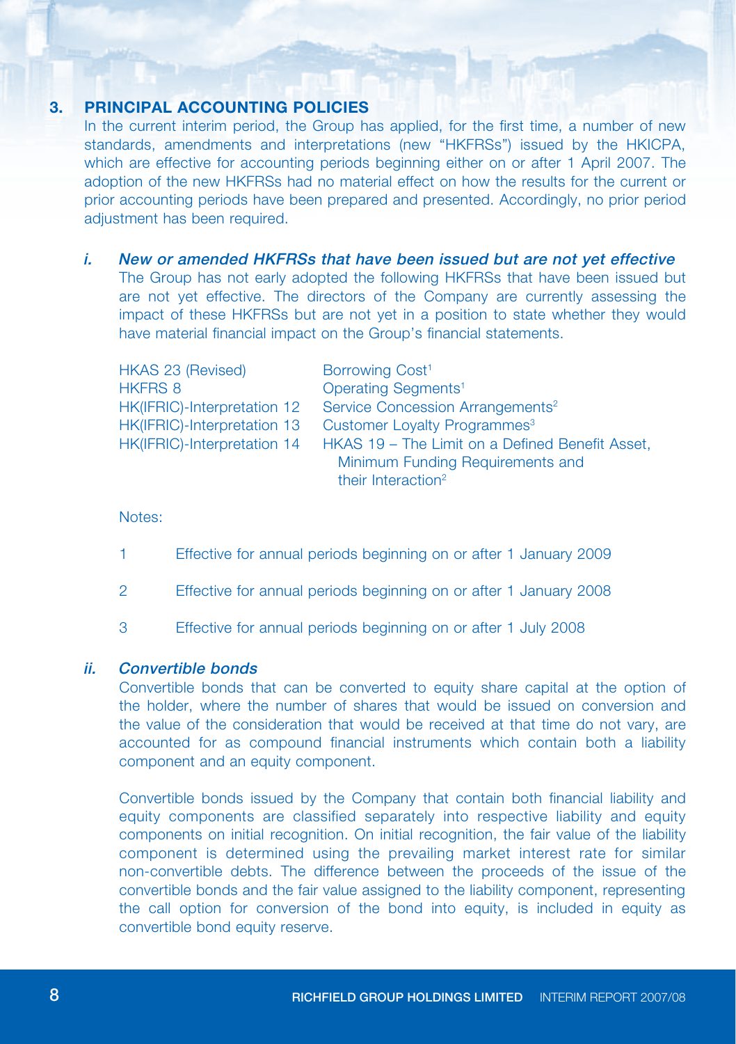## 3. PRINCIPAL ACCOUNTING POLICIES

In the current interim period, the Group has applied, for the first time, a number of new standards, amendments and interpretations (new "HKFRSs") issued by the HKICPA, which are effective for accounting periods beginning either on or after 1 April 2007. The adoption of the new HKFRSs had no material effect on how the results for the current or prior accounting periods have been prepared and presented. Accordingly, no prior period adjustment has been required.

### *i. New or amended HKFRSs that have been issued but are not yet effective*

The Group has not early adopted the following HKFRSs that have been issued but are not yet effective. The directors of the Company are currently assessing the impact of these HKFRSs but are not yet in a position to state whether they would have material financial impact on the Group's financial statements.

| | |
|---|---|
| HKAS 23 (Revised) | Borrowing Cost[1] |
| HKFRS 8 | Operating Segments[1] |
| HK(IFRIC)-Interpretation 12 | Service Concession Arrangements[2] |
| HK(IFRIC)-Interpretation 13 | Customer Loyalty Programmes[3] |
| HK(IFRIC)-Interpretation 14 | HKAS 19 – The Limit on a Defined Benefit Asset, Minimum Funding Requirements and their Interaction[2] |

Notes:

1 Effective for annual periods beginning on or after 1 January 2009

2 Effective for annual periods beginning on or after 1 January 2008

3 Effective for annual periods beginning on or after 1 July 2008

### *ii. Convertible bonds*

Convertible bonds that can be converted to equity share capital at the option of the holder, where the number of shares that would be issued on conversion and the value of the consideration that would be received at that time do not vary, are accounted for as compound financial instruments which contain both a liability component and an equity component.

Convertible bonds issued by the Company that contain both financial liability and equity components are classified separately into respective liability and equity components on initial recognition. On initial recognition, the fair value of the liability component is determined using the prevailing market interest rate for similar non-convertible debts. The difference between the proceeds of the issue of the convertible bonds and the fair value assigned to the liability component, representing the call option for conversion of the bond into equity, is included in equity as convertible bond equity reserve.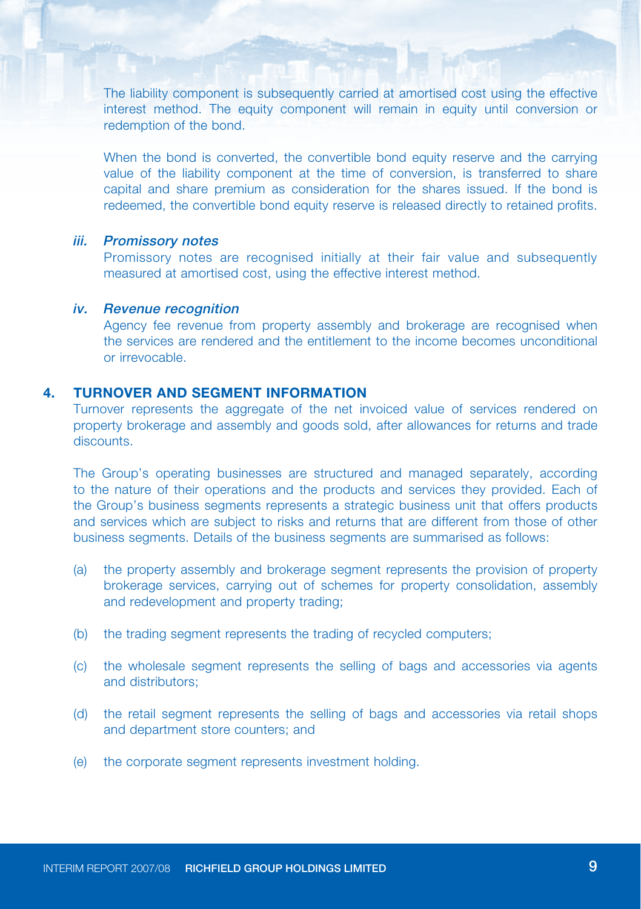The liability component is subsequently carried at amortised cost using the effective interest method. The equity component will remain in equity until conversion or redemption of the bond.

When the bond is converted, the convertible bond equity reserve and the carrying value of the liability component at the time of conversion, is transferred to share capital and share premium as consideration for the shares issued. If the bond is redeemed, the convertible bond equity reserve is released directly to retained profits.

#### *iii. Promissory notes*

Promissory notes are recognised initially at their fair value and subsequently measured at amortised cost, using the effective interest method.

#### *iv. Revenue recognition*

Agency fee revenue from property assembly and brokerage are recognised when the services are rendered and the entitlement to the income becomes unconditional or irrevocable.

## 4. TURNOVER AND SEGMENT INFORMATION

Turnover represents the aggregate of the net invoiced value of services rendered on property brokerage and assembly and goods sold, after allowances for returns and trade discounts.

The Group's operating businesses are structured and managed separately, according to the nature of their operations and the products and services they provided. Each of the Group's business segments represents a strategic business unit that offers products and services which are subject to risks and returns that are different from those of other business segments. Details of the business segments are summarised as follows:

(a) the property assembly and brokerage segment represents the provision of property brokerage services, carrying out of schemes for property consolidation, assembly and redevelopment and property trading;

(b) the trading segment represents the trading of recycled computers;

(c) the wholesale segment represents the selling of bags and accessories via agents and distributors;

(d) the retail segment represents the selling of bags and accessories via retail shops and department store counters; and

(e) the corporate segment represents investment holding.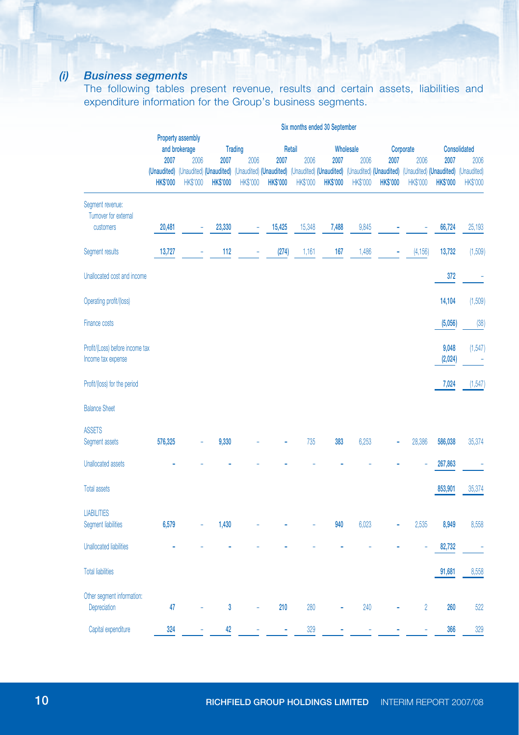### *(i) Business segments*

The following tables present revenue, results and certain assets, liabilities and expenditure information for the Group's business segments.

| | Six months ended 30 September | | | | | | | | | | | |
|---|---|---|---|---|---|---|---|---|---|---|---|---|
| | Property assembly and brokerage | | Trading | | Retail | | Wholesale | | Corporate | | Consolidated | |
| | **2007** | 2006 | **2007** | 2006 | **2007** | 2006 | **2007** | 2006 | **2007** | 2006 | **2007** | 2006 |
| | **(Unaudited)** | (Unaudited) | **(Unaudited)** | (Unaudited) | **(Unaudited)** | (Unaudited) | **(Unaudited)** | (Unaudited) | **(Unaudited)** | (Unaudited) | **(Unaudited)** | (Unaudited) |
| | **HK$'000** | HK$'000 | **HK$'000** | HK$'000 | **HK$'000** | HK$'000 | **HK$'000** | HK$'000 | **HK$'000** | HK$'000 | **HK$'000** | HK$'000 |
| Segment revenue: | | | | | | | | | | | | |
| Turnover for external customers | **20,481** | – | **23,330** | – | **15,425** | 15,348 | **7,488** | 9,845 | **–** | – | **66,724** | 25,193 |
| Segment results | **13,727** | – | **112** | – | **(274)** | 1,161 | **167** | 1,486 | **–** | (4,156) | **13,732** | (1,509) |
| Unallocated cost and income | | | | | | | | | | | **372** | – |
| Operating profit/(loss) | | | | | | | | | | | **14,104** | (1,509) |
| Finance costs | | | | | | | | | | | **(5,056)** | (38) |
| Profit/(Loss) before income tax | | | | | | | | | | | **9,048** | (1,547) |
| Income tax expense | | | | | | | | | | | **(2,024)** | – |
| Profit/(loss) for the period | | | | | | | | | | | **7,024** | (1,547) |
| Balance Sheet | | | | | | | | | | | | |
| ASSETS | | | | | | | | | | | | |
| Segment assets | **576,325** | – | **9,330** | – | **–** | 735 | **383** | 6,253 | **–** | 28,386 | **586,038** | 35,374 |
| Unallocated assets | **–** | – | **–** | – | **–** | – | **–** | – | **–** | – | **267,863** | – |
| Total assets | | | | | | | | | | | **853,901** | 35,374 |
| LIABILITIES | | | | | | | | | | | | |
| Segment liabilities | **6,579** | – | **1,430** | – | **–** | – | **940** | 6,023 | **–** | 2,535 | **8,949** | 8,558 |
| Unallocated liabilities | **–** | – | **–** | – | **–** | – | **–** | – | **–** | – | **82,732** | – |
| Total liabilities | | | | | | | | | | | **91,681** | 8,558 |
| Other segment information: | | | | | | | | | | | | |
| Depreciation | **47** | – | **3** | – | **210** | 280 | **–** | 240 | **–** | 2 | **260** | 522 |
| Capital expenditure | **324** | – | **42** | – | **–** | 329 | **–** | – | **–** | – | **366** | 329 |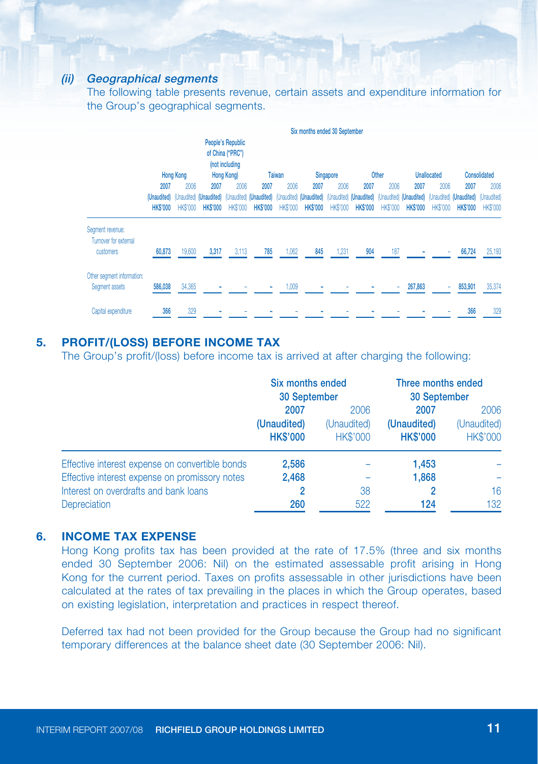### (ii) Geographical segments

The following table presents revenue, certain assets and expenditure information for the Group's geographical segments.

| | Six months ended 30 September | | | | | | | | | | | | | |
|---|---|---|---|---|---|---|---|---|---|---|---|---|---|---|
| | Hong Kong | | People's Republic of China ("PRC") (not including Hong Kong) | | Taiwan | | Singapore | | Other | | Unallocated | | Consolidated | |
| | **2007 (Unaudited) HK$'000** | 2006 (Unaudited) HK$'000 | **2007 (Unaudited) HK$'000** | 2006 (Unaudited) HK$'000 | **2007 (Unaudited) HK$'000** | 2006 (Unaudited) HK$'000 | **2007 (Unaudited) HK$'000** | 2006 (Unaudited) HK$'000 | **2007 (Unaudited) HK$'000** | 2006 (Unaudited) HK$'000 | **2007 (Unaudited) HK$'000** | 2006 (Unaudited) HK$'000 | **2007 (Unaudited) HK$'000** | 2006 (Unaudited) HK$'000 |
| Segment revenue: | | | | | | | | | | | | | | |
| Turnover for external customers | **60,873** | 19,600 | **3,317** | 3,113 | **785** | 1,062 | **845** | 1,231 | **904** | 187 | **–** | – | **66,724** | 25,193 |
| Other segment information: | | | | | | | | | | | | | | |
| Segment assets | **586,038** | 34,365 | **–** | – | **–** | 1,009 | **–** | – | **–** | – | **267,863** | – | **853,901** | 35,374 |
| Capital expenditure | **366** | 329 | **–** | – | **–** | – | **–** | – | **–** | – | **–** | – | **366** | 329 |

## 5. PROFIT/(LOSS) BEFORE INCOME TAX

The Group's profit/(loss) before income tax is arrived at after charging the following:

| | Six months ended 30 September | | Three months ended 30 September | |
|---|---|---|---|---|
| | **2007 (Unaudited) HK$'000** | 2006 (Unaudited) HK$'000 | **2007 (Unaudited) HK$'000** | 2006 (Unaudited) HK$'000 |
| Effective interest expense on convertible bonds | **2,586** | – | **1,453** | – |
| Effective interest expense on promissory notes | **2,468** | – | **1,868** | – |
| Interest on overdrafts and bank loans | **2** | 38 | **2** | 16 |
| Depreciation | **260** | 522 | **124** | 132 |

## 6. INCOME TAX EXPENSE

Hong Kong profits tax has been provided at the rate of 17.5% (three and six months ended 30 September 2006: Nil) on the estimated assessable profit arising in Hong Kong for the current period. Taxes on profits assessable in other jurisdictions have been calculated at the rates of tax prevailing in the places in which the Group operates, based on existing legislation, interpretation and practices in respect thereof.

Deferred tax had not been provided for the Group because the Group had no significant temporary differences at the balance sheet date (30 September 2006: Nil).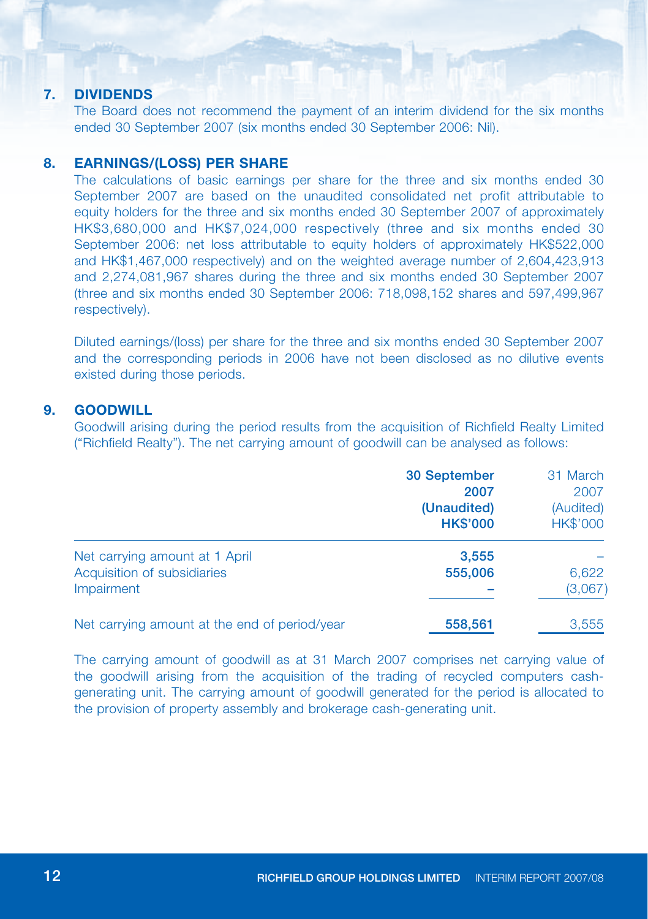## 7. DIVIDENDS

The Board does not recommend the payment of an interim dividend for the six months ended 30 September 2007 (six months ended 30 September 2006: Nil).

## 8. EARNINGS/(LOSS) PER SHARE

The calculations of basic earnings per share for the three and six months ended 30 September 2007 are based on the unaudited consolidated net profit attributable to equity holders for the three and six months ended 30 September 2007 of approximately HK$3,680,000 and HK$7,024,000 respectively (three and six months ended 30 September 2006: net loss attributable to equity holders of approximately HK$522,000 and HK$1,467,000 respectively) and on the weighted average number of 2,604,423,913 and 2,274,081,967 shares during the three and six months ended 30 September 2007 (three and six months ended 30 September 2006: 718,098,152 shares and 597,499,967 respectively).

Diluted earnings/(loss) per share for the three and six months ended 30 September 2007 and the corresponding periods in 2006 have not been disclosed as no dilutive events existed during those periods.

## 9. GOODWILL

Goodwill arising during the period results from the acquisition of Richfield Realty Limited ("Richfield Realty"). The net carrying amount of goodwill can be analysed as follows:

| | **30 September 2007 (Unaudited) HK$'000** | 31 March 2007 (Audited) HK$'000 |
|---|---|---|
| Net carrying amount at 1 April | **3,555** | – |
| Acquisition of subsidiaries | **555,006** | 6,622 |
| Impairment | **–** | (3,067) |
| Net carrying amount at the end of period/year | **558,561** | 3,555 |

The carrying amount of goodwill as at 31 March 2007 comprises net carrying value of the goodwill arising from the acquisition of the trading of recycled computers cash-generating unit. The carrying amount of goodwill generated for the period is allocated to the provision of property assembly and brokerage cash-generating unit.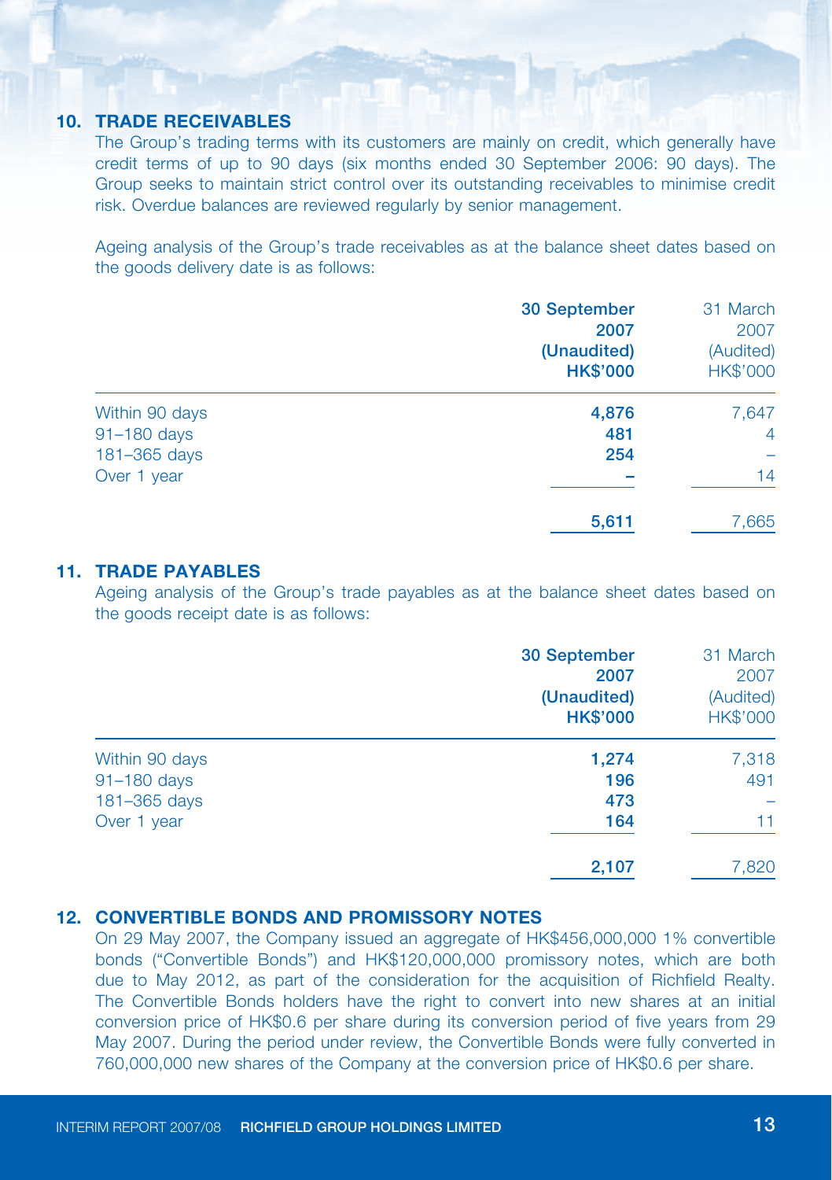## 10. TRADE RECEIVABLES

The Group's trading terms with its customers are mainly on credit, which generally have credit terms of up to 90 days (six months ended 30 September 2006: 90 days). The Group seeks to maintain strict control over its outstanding receivables to minimise credit risk. Overdue balances are reviewed regularly by senior management.

Ageing analysis of the Group's trade receivables as at the balance sheet dates based on the goods delivery date is as follows:

| | **30 September 2007 (Unaudited) HK$'000** | 31 March 2007 (Audited) HK$'000 |
|---|---|---|
| Within 90 days | **4,876** | 7,647 |
| 91–180 days | **481** | 4 |
| 181–365 days | **254** | – |
| Over 1 year | **–** | 14 |
| | **5,611** | 7,665 |

## 11. TRADE PAYABLES

Ageing analysis of the Group's trade payables as at the balance sheet dates based on the goods receipt date is as follows:

| | **30 September 2007 (Unaudited) HK$'000** | 31 March 2007 (Audited) HK$'000 |
|---|---|---|
| Within 90 days | **1,274** | 7,318 |
| 91–180 days | **196** | 491 |
| 181–365 days | **473** | – |
| Over 1 year | **164** | 11 |
| | **2,107** | 7,820 |

## 12. CONVERTIBLE BONDS AND PROMISSORY NOTES

On 29 May 2007, the Company issued an aggregate of HK$456,000,000 1% convertible bonds ("Convertible Bonds") and HK$120,000,000 promissory notes, which are both due to May 2012, as part of the consideration for the acquisition of Richfield Realty. The Convertible Bonds holders have the right to convert into new shares at an initial conversion price of HK$0.6 per share during its conversion period of five years from 29 May 2007. During the period under review, the Convertible Bonds were fully converted in 760,000,000 new shares of the Company at the conversion price of HK$0.6 per share.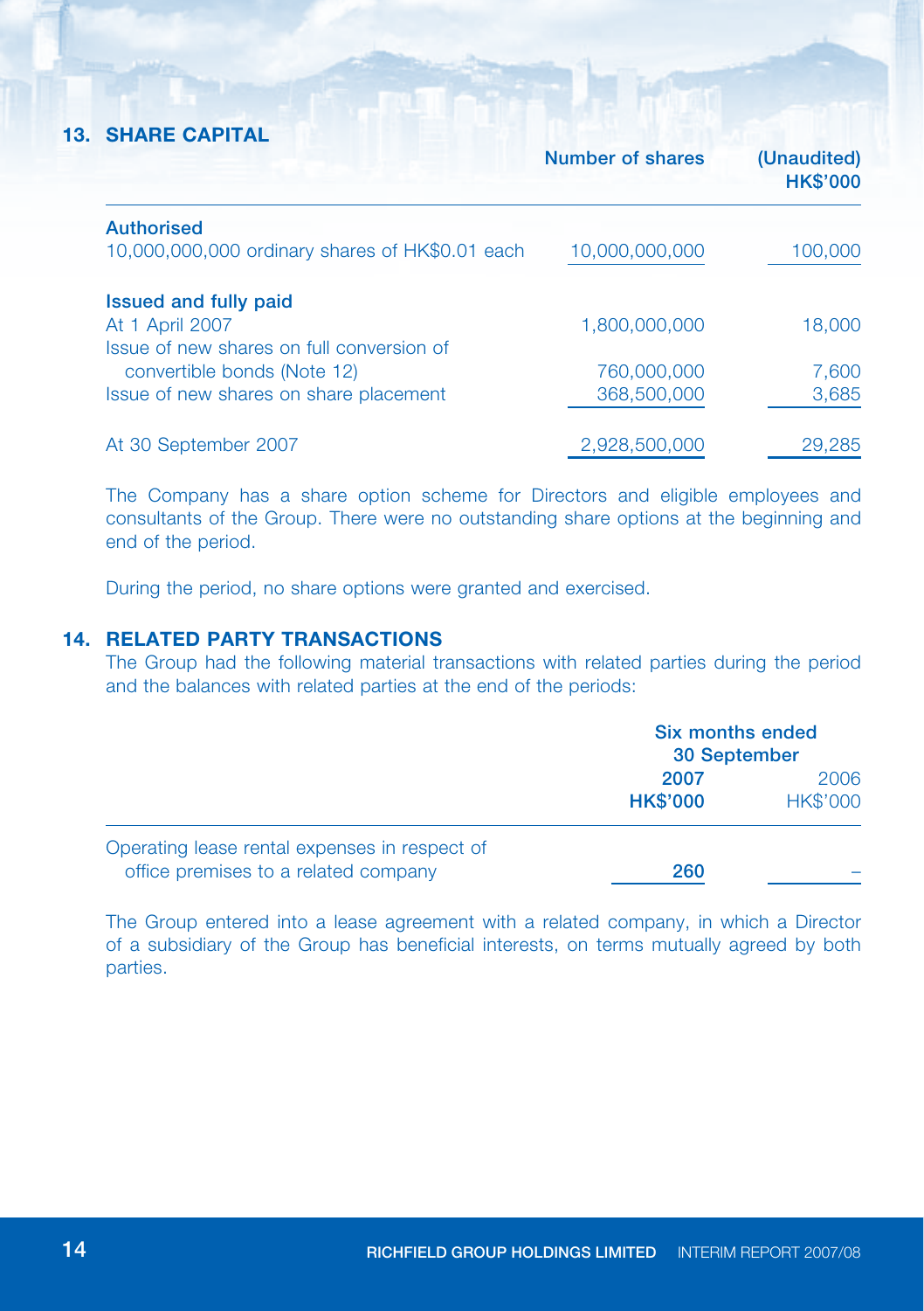## 13. SHARE CAPITAL

| | Number of shares | (Unaudited) HK$'000 |
|---|---|---|
| **Authorised** | | |
| 10,000,000,000 ordinary shares of HK$0.01 each | 10,000,000,000 | 100,000 |
| **Issued and fully paid** | | |
| At 1 April 2007 | 1,800,000,000 | 18,000 |
| Issue of new shares on full conversion of convertible bonds (Note 12) | 760,000,000 | 7,600 |
| Issue of new shares on share placement | 368,500,000 | 3,685 |
| At 30 September 2007 | 2,928,500,000 | 29,285 |

The Company has a share option scheme for Directors and eligible employees and consultants of the Group. There were no outstanding share options at the beginning and end of the period.

During the period, no share options were granted and exercised.

## 14. RELATED PARTY TRANSACTIONS

The Group had the following material transactions with related parties during the period and the balances with related parties at the end of the periods:

| | Six months ended 30 September | |
|---|---|---|
| | **2007** | 2006 |
| | **HK$'000** | HK$'000 |
| Operating lease rental expenses in respect of office premises to a related company | **260** | – |

The Group entered into a lease agreement with a related company, in which a Director of a subsidiary of the Group has beneficial interests, on terms mutually agreed by both parties.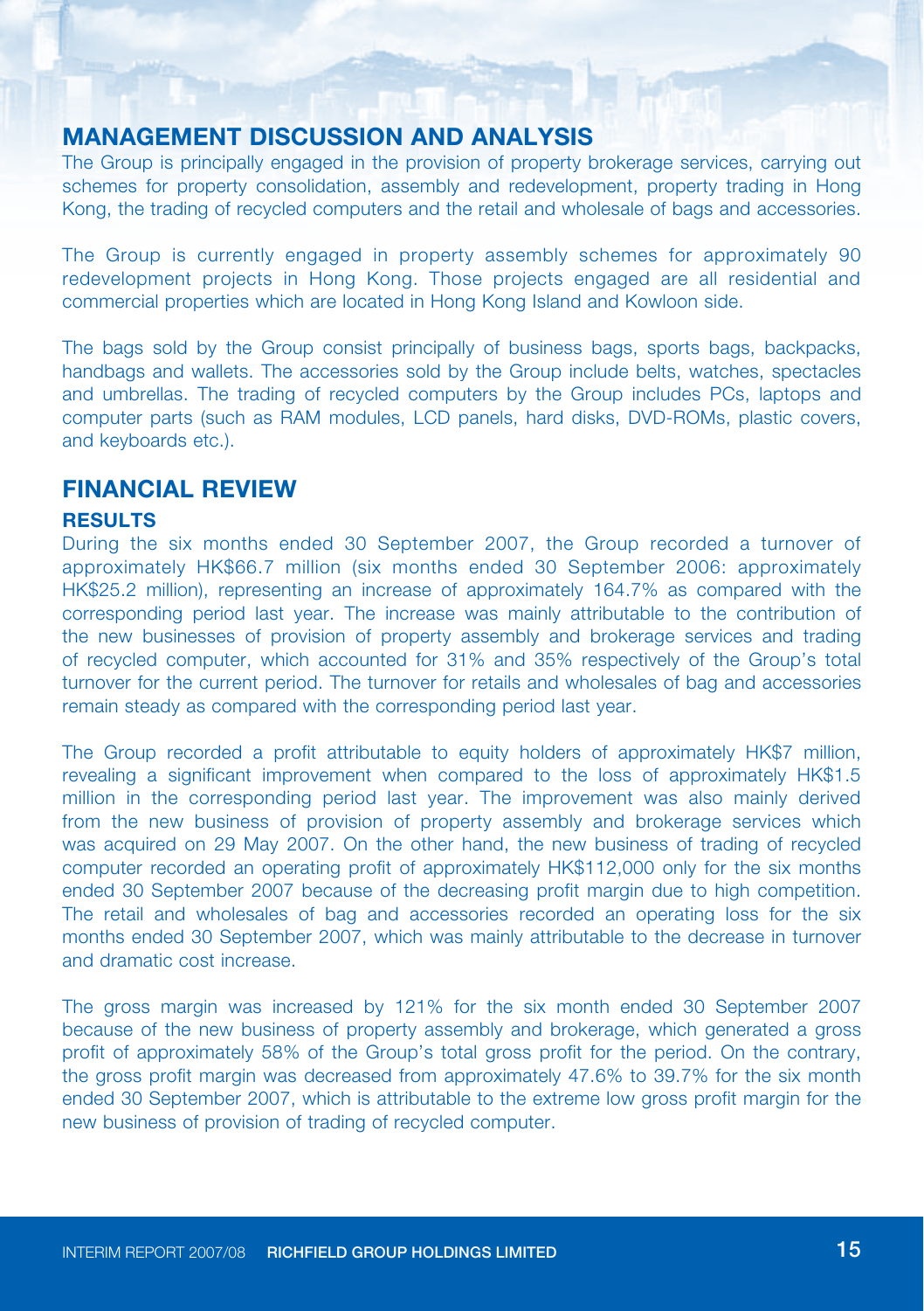## MANAGEMENT DISCUSSION AND ANALYSIS

The Group is principally engaged in the provision of property brokerage services, carrying out schemes for property consolidation, assembly and redevelopment, property trading in Hong Kong, the trading of recycled computers and the retail and wholesale of bags and accessories.

The Group is currently engaged in property assembly schemes for approximately 90 redevelopment projects in Hong Kong. Those projects engaged are all residential and commercial properties which are located in Hong Kong Island and Kowloon side.

The bags sold by the Group consist principally of business bags, sports bags, backpacks, handbags and wallets. The accessories sold by the Group include belts, watches, spectacles and umbrellas. The trading of recycled computers by the Group includes PCs, laptops and computer parts (such as RAM modules, LCD panels, hard disks, DVD-ROMs, plastic covers, and keyboards etc.).

## FINANCIAL REVIEW

### RESULTS

During the six months ended 30 September 2007, the Group recorded a turnover of approximately HK$66.7 million (six months ended 30 September 2006: approximately HK$25.2 million), representing an increase of approximately 164.7% as compared with the corresponding period last year. The increase was mainly attributable to the contribution of the new businesses of provision of property assembly and brokerage services and trading of recycled computer, which accounted for 31% and 35% respectively of the Group's total turnover for the current period. The turnover for retails and wholesales of bag and accessories remain steady as compared with the corresponding period last year.

The Group recorded a profit attributable to equity holders of approximately HK$7 million, revealing a significant improvement when compared to the loss of approximately HK$1.5 million in the corresponding period last year. The improvement was also mainly derived from the new business of provision of property assembly and brokerage services which was acquired on 29 May 2007. On the other hand, the new business of trading of recycled computer recorded an operating profit of approximately HK$112,000 only for the six months ended 30 September 2007 because of the decreasing profit margin due to high competition. The retail and wholesales of bag and accessories recorded an operating loss for the six months ended 30 September 2007, which was mainly attributable to the decrease in turnover and dramatic cost increase.

The gross margin was increased by 121% for the six month ended 30 September 2007 because of the new business of property assembly and brokerage, which generated a gross profit of approximately 58% of the Group's total gross profit for the period. On the contrary, the gross profit margin was decreased from approximately 47.6% to 39.7% for the six month ended 30 September 2007, which is attributable to the extreme low gross profit margin for the new business of provision of trading of recycled computer.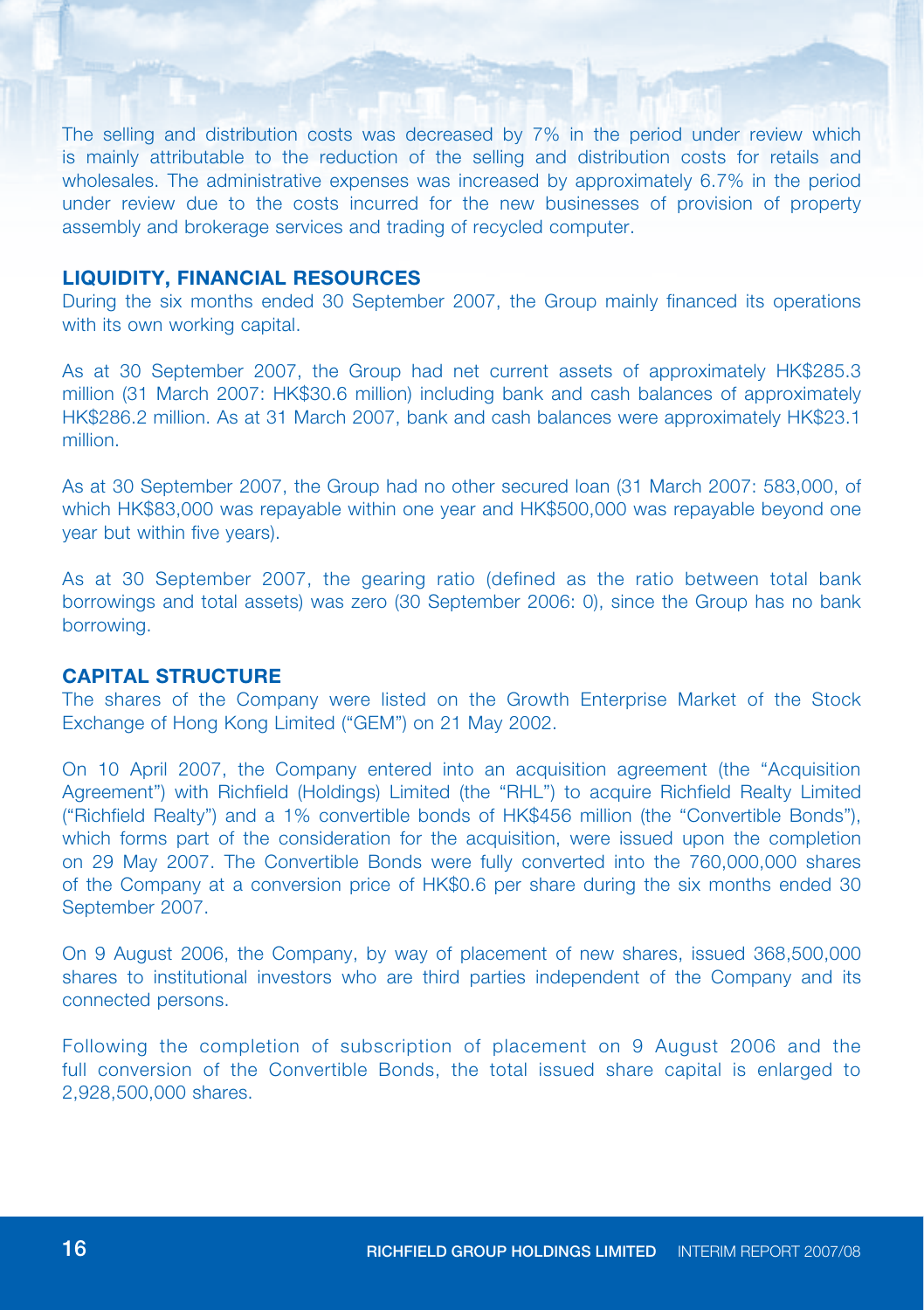The selling and distribution costs was decreased by 7% in the period under review which is mainly attributable to the reduction of the selling and distribution costs for retails and wholesales. The administrative expenses was increased by approximately 6.7% in the period under review due to the costs incurred for the new businesses of provision of property assembly and brokerage services and trading of recycled computer.

## LIQUIDITY, FINANCIAL RESOURCES

During the six months ended 30 September 2007, the Group mainly financed its operations with its own working capital.

As at 30 September 2007, the Group had net current assets of approximately HK$285.3 million (31 March 2007: HK$30.6 million) including bank and cash balances of approximately HK$286.2 million. As at 31 March 2007, bank and cash balances were approximately HK$23.1 million.

As at 30 September 2007, the Group had no other secured loan (31 March 2007: 583,000, of which HK$83,000 was repayable within one year and HK$500,000 was repayable beyond one year but within five years).

As at 30 September 2007, the gearing ratio (defined as the ratio between total bank borrowings and total assets) was zero (30 September 2006: 0), since the Group has no bank borrowing.

## CAPITAL STRUCTURE

The shares of the Company were listed on the Growth Enterprise Market of the Stock Exchange of Hong Kong Limited ("GEM") on 21 May 2002.

On 10 April 2007, the Company entered into an acquisition agreement (the "Acquisition Agreement") with Richfield (Holdings) Limited (the "RHL") to acquire Richfield Realty Limited ("Richfield Realty") and a 1% convertible bonds of HK$456 million (the "Convertible Bonds"), which forms part of the consideration for the acquisition, were issued upon the completion on 29 May 2007. The Convertible Bonds were fully converted into the 760,000,000 shares of the Company at a conversion price of HK$0.6 per share during the six months ended 30 September 2007.

On 9 August 2006, the Company, by way of placement of new shares, issued 368,500,000 shares to institutional investors who are third parties independent of the Company and its connected persons.

Following the completion of subscription of placement on 9 August 2006 and the full conversion of the Convertible Bonds, the total issued share capital is enlarged to 2,928,500,000 shares.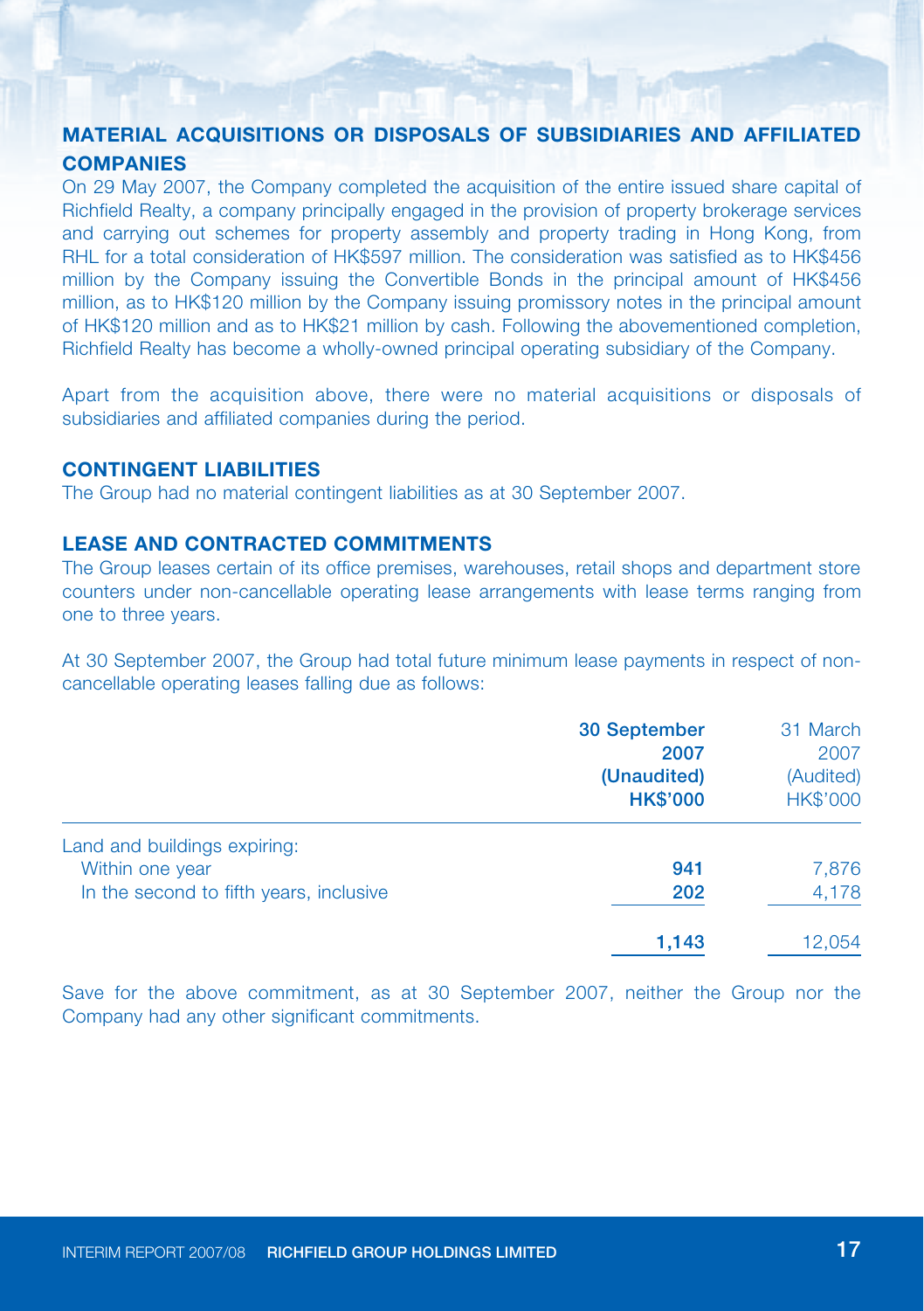## MATERIAL ACQUISITIONS OR DISPOSALS OF SUBSIDIARIES AND AFFILIATED COMPANIES

On 29 May 2007, the Company completed the acquisition of the entire issued share capital of Richfield Realty, a company principally engaged in the provision of property brokerage services and carrying out schemes for property assembly and property trading in Hong Kong, from RHL for a total consideration of HK$597 million. The consideration was satisfied as to HK$456 million by the Company issuing the Convertible Bonds in the principal amount of HK$456 million, as to HK$120 million by the Company issuing promissory notes in the principal amount of HK$120 million and as to HK$21 million by cash. Following the abovementioned completion, Richfield Realty has become a wholly-owned principal operating subsidiary of the Company.

Apart from the acquisition above, there were no material acquisitions or disposals of subsidiaries and affiliated companies during the period.

## CONTINGENT LIABILITIES

The Group had no material contingent liabilities as at 30 September 2007.

## LEASE AND CONTRACTED COMMITMENTS

The Group leases certain of its office premises, warehouses, retail shops and department store counters under non-cancellable operating lease arrangements with lease terms ranging from one to three years.

At 30 September 2007, the Group had total future minimum lease payments in respect of non-cancellable operating leases falling due as follows:

| | **30 September 2007 (Unaudited) HK$'000** | 31 March 2007 (Audited) HK$'000 |
|---|---|---|
| Land and buildings expiring: | | |
| Within one year | **941** | 7,876 |
| In the second to fifth years, inclusive | **202** | 4,178 |
| | **1,143** | 12,054 |

Save for the above commitment, as at 30 September 2007, neither the Group nor the Company had any other significant commitments.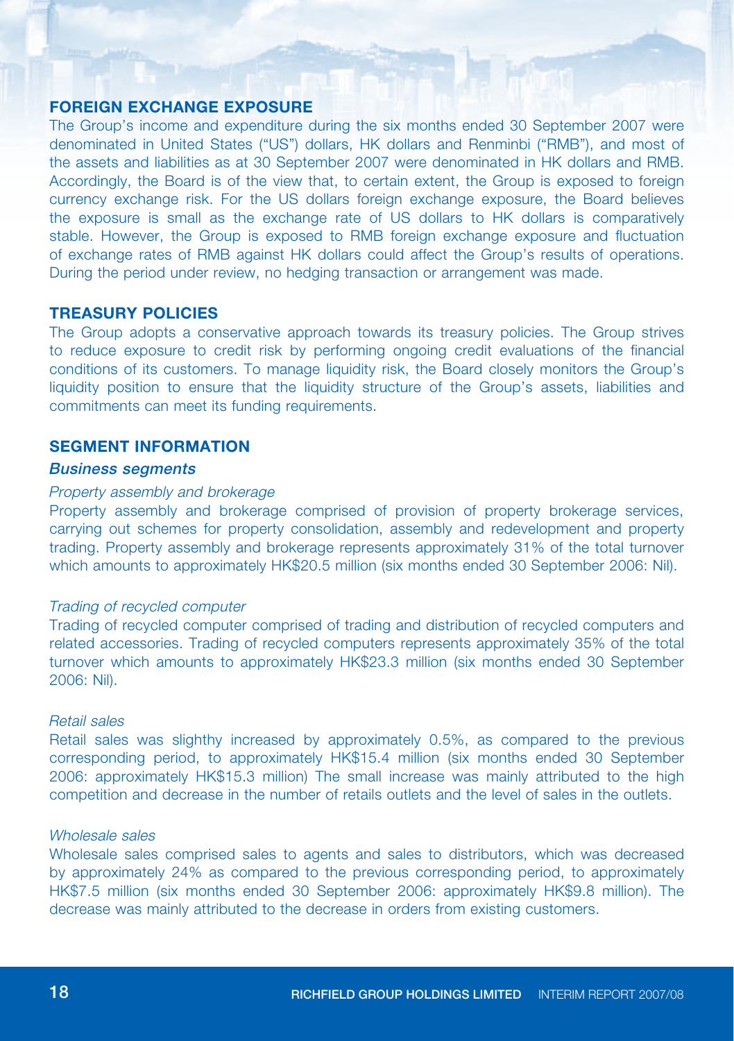## FOREIGN EXCHANGE EXPOSURE

The Group's income and expenditure during the six months ended 30 September 2007 were denominated in United States ("US") dollars, HK dollars and Renminbi ("RMB"), and most of the assets and liabilities as at 30 September 2007 were denominated in HK dollars and RMB. Accordingly, the Board is of the view that, to certain extent, the Group is exposed to foreign currency exchange risk. For the US dollars foreign exchange exposure, the Board believes the exposure is small as the exchange rate of US dollars to HK dollars is comparatively stable. However, the Group is exposed to RMB foreign exchange exposure and fluctuation of exchange rates of RMB against HK dollars could affect the Group's results of operations. During the period under review, no hedging transaction or arrangement was made.

## TREASURY POLICIES

The Group adopts a conservative approach towards its treasury policies. The Group strives to reduce exposure to credit risk by performing ongoing credit evaluations of the financial conditions of its customers. To manage liquidity risk, the Board closely monitors the Group's liquidity position to ensure that the liquidity structure of the Group's assets, liabilities and commitments can meet its funding requirements.

## SEGMENT INFORMATION

### *Business segments*

*Property assembly and brokerage*

Property assembly and brokerage comprised of provision of property brokerage services, carrying out schemes for property consolidation, assembly and redevelopment and property trading. Property assembly and brokerage represents approximately 31% of the total turnover which amounts to approximately HK$20.5 million (six months ended 30 September 2006: Nil).

*Trading of recycled computer*

Trading of recycled computer comprised of trading and distribution of recycled computers and related accessories. Trading of recycled computers represents approximately 35% of the total turnover which amounts to approximately HK$23.3 million (six months ended 30 September 2006: Nil).

*Retail sales*

Retail sales was slighthy increased by approximately 0.5%, as compared to the previous corresponding period, to approximately HK$15.4 million (six months ended 30 September 2006: approximately HK$15.3 million) The small increase was mainly attributed to the high competition and decrease in the number of retails outlets and the level of sales in the outlets.

*Wholesale sales*

Wholesale sales comprised sales to agents and sales to distributors, which was decreased by approximately 24% as compared to the previous corresponding period, to approximately HK$7.5 million (six months ended 30 September 2006: approximately HK$9.8 million). The decrease was mainly attributed to the decrease in orders from existing customers.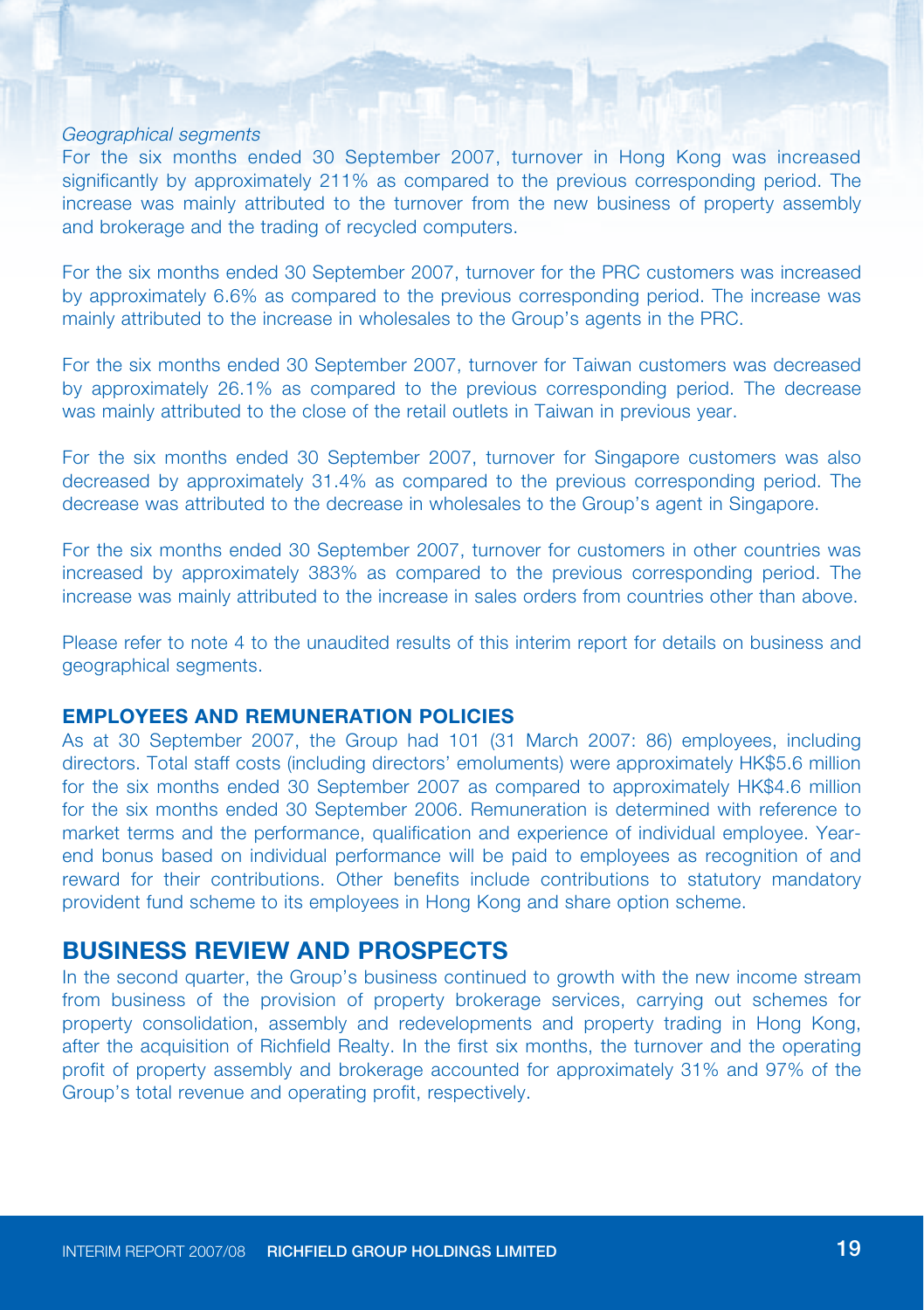*Geographical segments*

For the six months ended 30 September 2007, turnover in Hong Kong was increased significantly by approximately 211% as compared to the previous corresponding period. The increase was mainly attributed to the turnover from the new business of property assembly and brokerage and the trading of recycled computers.

For the six months ended 30 September 2007, turnover for the PRC customers was increased by approximately 6.6% as compared to the previous corresponding period. The increase was mainly attributed to the increase in wholesales to the Group's agents in the PRC.

For the six months ended 30 September 2007, turnover for Taiwan customers was decreased by approximately 26.1% as compared to the previous corresponding period. The decrease was mainly attributed to the close of the retail outlets in Taiwan in previous year.

For the six months ended 30 September 2007, turnover for Singapore customers was also decreased by approximately 31.4% as compared to the previous corresponding period. The decrease was attributed to the decrease in wholesales to the Group's agent in Singapore.

For the six months ended 30 September 2007, turnover for customers in other countries was increased by approximately 383% as compared to the previous corresponding period. The increase was mainly attributed to the increase in sales orders from countries other than above.

Please refer to note 4 to the unaudited results of this interim report for details on business and geographical segments.

### EMPLOYEES AND REMUNERATION POLICIES

As at 30 September 2007, the Group had 101 (31 March 2007: 86) employees, including directors. Total staff costs (including directors' emoluments) were approximately HK$5.6 million for the six months ended 30 September 2007 as compared to approximately HK$4.6 million for the six months ended 30 September 2006. Remuneration is determined with reference to market terms and the performance, qualification and experience of individual employee. Year-end bonus based on individual performance will be paid to employees as recognition of and reward for their contributions. Other benefits include contributions to statutory mandatory provident fund scheme to its employees in Hong Kong and share option scheme.

## BUSINESS REVIEW AND PROSPECTS

In the second quarter, the Group's business continued to growth with the new income stream from business of the provision of property brokerage services, carrying out schemes for property consolidation, assembly and redevelopments and property trading in Hong Kong, after the acquisition of Richfield Realty. In the first six months, the turnover and the operating profit of property assembly and brokerage accounted for approximately 31% and 97% of the Group's total revenue and operating profit, respectively.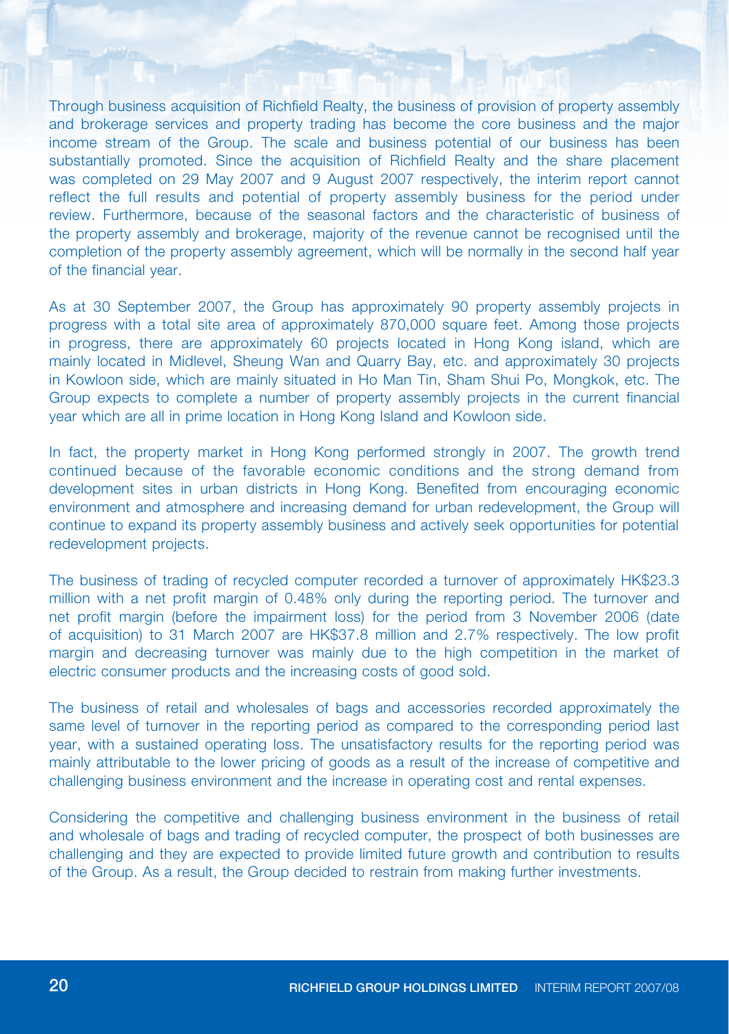Through business acquisition of Richfield Realty, the business of provision of property assembly and brokerage services and property trading has become the core business and the major income stream of the Group. The scale and business potential of our business has been substantially promoted. Since the acquisition of Richfield Realty and the share placement was completed on 29 May 2007 and 9 August 2007 respectively, the interim report cannot reflect the full results and potential of property assembly business for the period under review. Furthermore, because of the seasonal factors and the characteristic of business of the property assembly and brokerage, majority of the revenue cannot be recognised until the completion of the property assembly agreement, which will be normally in the second half year of the financial year.

As at 30 September 2007, the Group has approximately 90 property assembly projects in progress with a total site area of approximately 870,000 square feet. Among those projects in progress, there are approximately 60 projects located in Hong Kong island, which are mainly located in Midlevel, Sheung Wan and Quarry Bay, etc. and approximately 30 projects in Kowloon side, which are mainly situated in Ho Man Tin, Sham Shui Po, Mongkok, etc. The Group expects to complete a number of property assembly projects in the current financial year which are all in prime location in Hong Kong Island and Kowloon side.

In fact, the property market in Hong Kong performed strongly in 2007. The growth trend continued because of the favorable economic conditions and the strong demand from development sites in urban districts in Hong Kong. Benefited from encouraging economic environment and atmosphere and increasing demand for urban redevelopment, the Group will continue to expand its property assembly business and actively seek opportunities for potential redevelopment projects.

The business of trading of recycled computer recorded a turnover of approximately HK$23.3 million with a net profit margin of 0.48% only during the reporting period. The turnover and net profit margin (before the impairment loss) for the period from 3 November 2006 (date of acquisition) to 31 March 2007 are HK$37.8 million and 2.7% respectively. The low profit margin and decreasing turnover was mainly due to the high competition in the market of electric consumer products and the increasing costs of good sold.

The business of retail and wholesales of bags and accessories recorded approximately the same level of turnover in the reporting period as compared to the corresponding period last year, with a sustained operating loss. The unsatisfactory results for the reporting period was mainly attributable to the lower pricing of goods as a result of the increase of competitive and challenging business environment and the increase in operating cost and rental expenses.

Considering the competitive and challenging business environment in the business of retail and wholesale of bags and trading of recycled computer, the prospect of both businesses are challenging and they are expected to provide limited future growth and contribution to results of the Group. As a result, the Group decided to restrain from making further investments.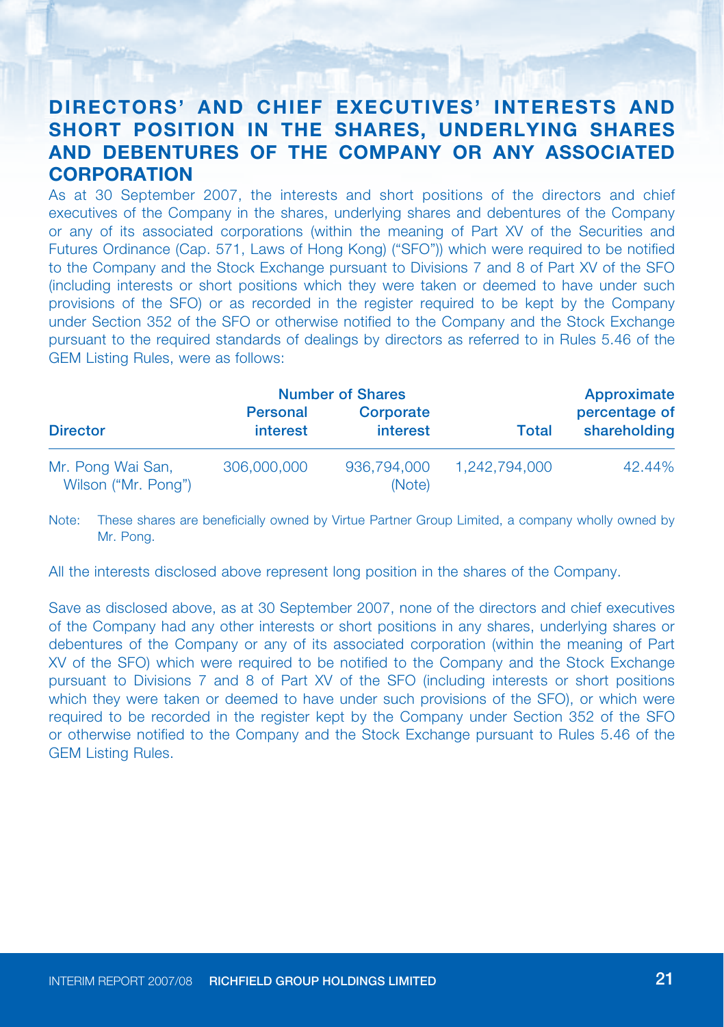## DIRECTORS' AND CHIEF EXECUTIVES' INTERESTS AND SHORT POSITION IN THE SHARES, UNDERLYING SHARES AND DEBENTURES OF THE COMPANY OR ANY ASSOCIATED CORPORATION

As at 30 September 2007, the interests and short positions of the directors and chief executives of the Company in the shares, underlying shares and debentures of the Company or any of its associated corporations (within the meaning of Part XV of the Securities and Futures Ordinance (Cap. 571, Laws of Hong Kong) ("SFO")) which were required to be notified to the Company and the Stock Exchange pursuant to Divisions 7 and 8 of Part XV of the SFO (including interests or short positions which they were taken or deemed to have under such provisions of the SFO) or as recorded in the register required to be kept by the Company under Section 352 of the SFO or otherwise notified to the Company and the Stock Exchange pursuant to the required standards of dealings by directors as referred to in Rules 5.46 of the GEM Listing Rules, were as follows:

| | Number of Shares | | | Approximate |
|---|---|---|---|---|
| Director | Personal interest | Corporate interest | Total | percentage of shareholding |
| Mr. Pong Wai San, Wilson ("Mr. Pong") | 306,000,000 | 936,794,000 (Note) | 1,242,794,000 | 42.44% |

Note: These shares are beneficially owned by Virtue Partner Group Limited, a company wholly owned by Mr. Pong.

All the interests disclosed above represent long position in the shares of the Company.

Save as disclosed above, as at 30 September 2007, none of the directors and chief executives of the Company had any other interests or short positions in any shares, underlying shares or debentures of the Company or any of its associated corporation (within the meaning of Part XV of the SFO) which were required to be notified to the Company and the Stock Exchange pursuant to Divisions 7 and 8 of Part XV of the SFO (including interests or short positions which they were taken or deemed to have under such provisions of the SFO), or which were required to be recorded in the register kept by the Company under Section 352 of the SFO or otherwise notified to the Company and the Stock Exchange pursuant to Rules 5.46 of the GEM Listing Rules.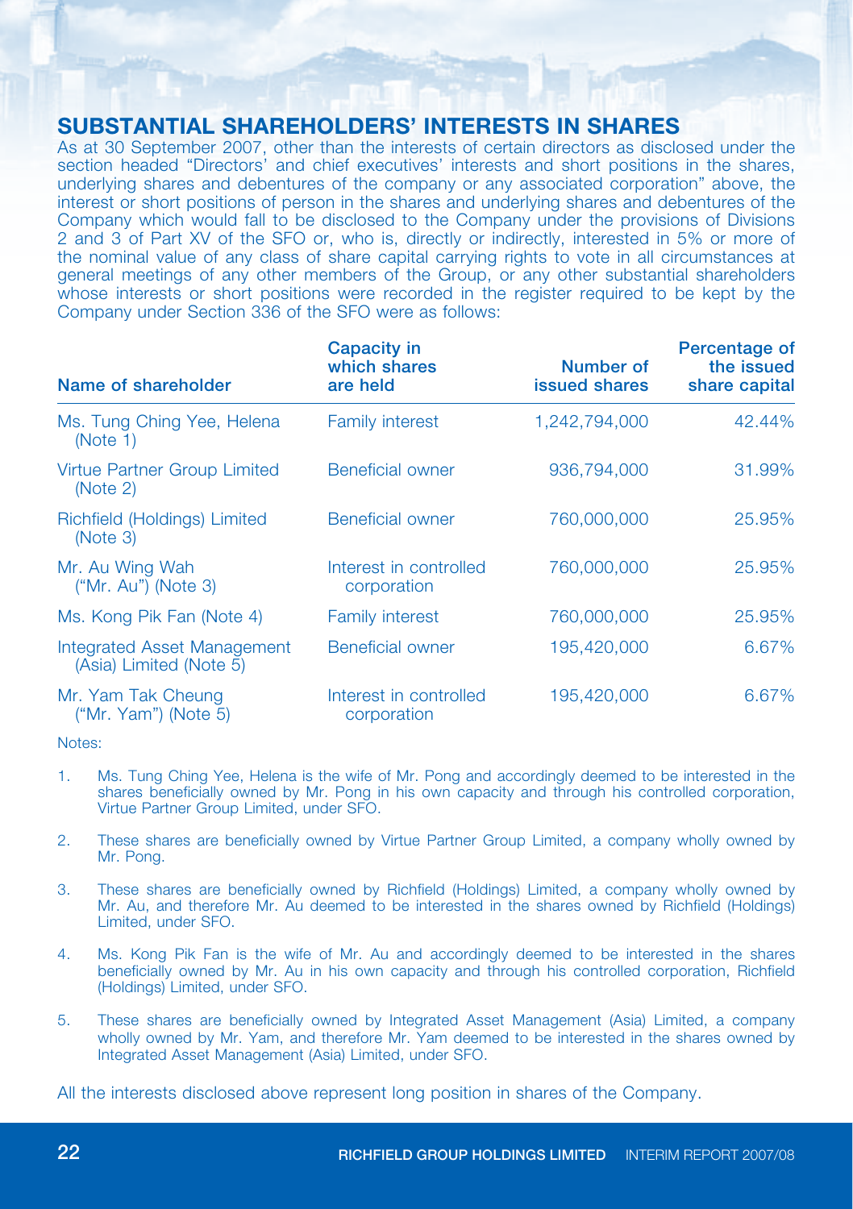## SUBSTANTIAL SHAREHOLDERS' INTERESTS IN SHARES

As at 30 September 2007, other than the interests of certain directors as disclosed under the section headed "Directors' and chief executives' interests and short positions in the shares, underlying shares and debentures of the company or any associated corporation" above, the interest or short positions of person in the shares and underlying shares and debentures of the Company which would fall to be disclosed to the Company under the provisions of Divisions 2 and 3 of Part XV of the SFO or, who is, directly or indirectly, interested in 5% or more of the nominal value of any class of share capital carrying rights to vote in all circumstances at general meetings of any other members of the Group, or any other substantial shareholders whose interests or short positions were recorded in the register required to be kept by the Company under Section 336 of the SFO were as follows:

| Name of shareholder | Capacity in which shares are held | Number of issued shares | Percentage of the issued share capital |
|---|---|---|---|
| Ms. Tung Ching Yee, Helena (Note 1) | Family interest | 1,242,794,000 | 42.44% |
| Virtue Partner Group Limited (Note 2) | Beneficial owner | 936,794,000 | 31.99% |
| Richfield (Holdings) Limited (Note 3) | Beneficial owner | 760,000,000 | 25.95% |
| Mr. Au Wing Wah ("Mr. Au") (Note 3) | Interest in controlled corporation | 760,000,000 | 25.95% |
| Ms. Kong Pik Fan (Note 4) | Family interest | 760,000,000 | 25.95% |
| Integrated Asset Management (Asia) Limited (Note 5) | Beneficial owner | 195,420,000 | 6.67% |
| Mr. Yam Tak Cheung ("Mr. Yam") (Note 5) | Interest in controlled corporation | 195,420,000 | 6.67% |

Notes:

1. Ms. Tung Ching Yee, Helena is the wife of Mr. Pong and accordingly deemed to be interested in the shares beneficially owned by Mr. Pong in his own capacity and through his controlled corporation, Virtue Partner Group Limited, under SFO.
2. These shares are beneficially owned by Virtue Partner Group Limited, a company wholly owned by Mr. Pong.
3. These shares are beneficially owned by Richfield (Holdings) Limited, a company wholly owned by Mr. Au, and therefore Mr. Au deemed to be interested in the shares owned by Richfield (Holdings) Limited, under SFO.
4. Ms. Kong Pik Fan is the wife of Mr. Au and accordingly deemed to be interested in the shares beneficially owned by Mr. Au in his own capacity and through his controlled corporation, Richfield (Holdings) Limited, under SFO.
5. These shares are beneficially owned by Integrated Asset Management (Asia) Limited, a company wholly owned by Mr. Yam, and therefore Mr. Yam deemed to be interested in the shares owned by Integrated Asset Management (Asia) Limited, under SFO.

All the interests disclosed above represent long position in shares of the Company.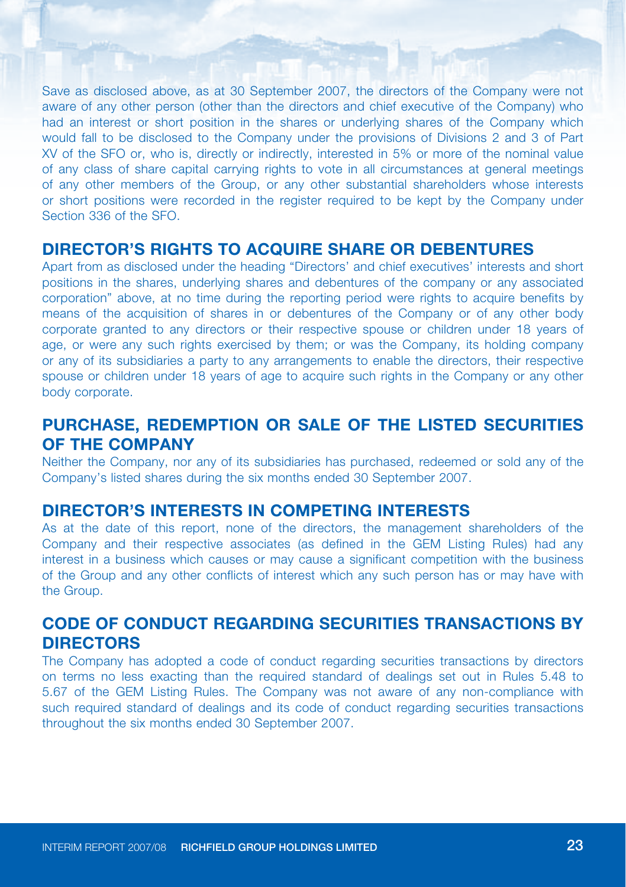Save as disclosed above, as at 30 September 2007, the directors of the Company were not aware of any other person (other than the directors and chief executive of the Company) who had an interest or short position in the shares or underlying shares of the Company which would fall to be disclosed to the Company under the provisions of Divisions 2 and 3 of Part XV of the SFO or, who is, directly or indirectly, interested in 5% or more of the nominal value of any class of share capital carrying rights to vote in all circumstances at general meetings of any other members of the Group, or any other substantial shareholders whose interests or short positions were recorded in the register required to be kept by the Company under Section 336 of the SFO.

## DIRECTOR'S RIGHTS TO ACQUIRE SHARE OR DEBENTURES

Apart from as disclosed under the heading "Directors' and chief executives' interests and short positions in the shares, underlying shares and debentures of the company or any associated corporation" above, at no time during the reporting period were rights to acquire benefits by means of the acquisition of shares in or debentures of the Company or of any other body corporate granted to any directors or their respective spouse or children under 18 years of age, or were any such rights exercised by them; or was the Company, its holding company or any of its subsidiaries a party to any arrangements to enable the directors, their respective spouse or children under 18 years of age to acquire such rights in the Company or any other body corporate.

## PURCHASE, REDEMPTION OR SALE OF THE LISTED SECURITIES OF THE COMPANY

Neither the Company, nor any of its subsidiaries has purchased, redeemed or sold any of the Company's listed shares during the six months ended 30 September 2007.

## DIRECTOR'S INTERESTS IN COMPETING INTERESTS

As at the date of this report, none of the directors, the management shareholders of the Company and their respective associates (as defined in the GEM Listing Rules) had any interest in a business which causes or may cause a significant competition with the business of the Group and any other conflicts of interest which any such person has or may have with the Group.

## CODE OF CONDUCT REGARDING SECURITIES TRANSACTIONS BY DIRECTORS

The Company has adopted a code of conduct regarding securities transactions by directors on terms no less exacting than the required standard of dealings set out in Rules 5.48 to 5.67 of the GEM Listing Rules. The Company was not aware of any non-compliance with such required standard of dealings and its code of conduct regarding securities transactions throughout the six months ended 30 September 2007.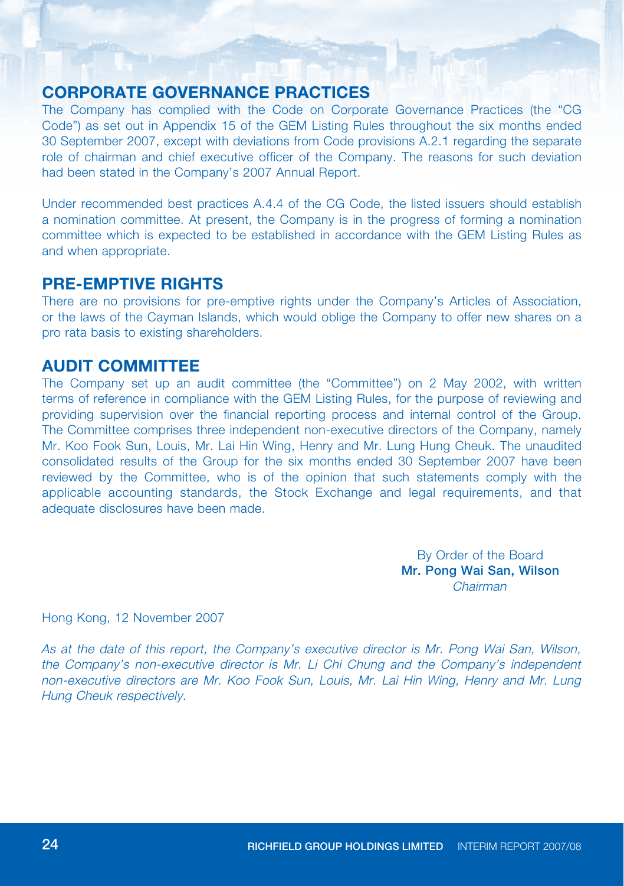## CORPORATE GOVERNANCE PRACTICES

The Company has complied with the Code on Corporate Governance Practices (the "CG Code") as set out in Appendix 15 of the GEM Listing Rules throughout the six months ended 30 September 2007, except with deviations from Code provisions A.2.1 regarding the separate role of chairman and chief executive officer of the Company. The reasons for such deviation had been stated in the Company's 2007 Annual Report.

Under recommended best practices A.4.4 of the CG Code, the listed issuers should establish a nomination committee. At present, the Company is in the progress of forming a nomination committee which is expected to be established in accordance with the GEM Listing Rules as and when appropriate.

## PRE-EMPTIVE RIGHTS

There are no provisions for pre-emptive rights under the Company's Articles of Association, or the laws of the Cayman Islands, which would oblige the Company to offer new shares on a pro rata basis to existing shareholders.

## AUDIT COMMITTEE

The Company set up an audit committee (the "Committee") on 2 May 2002, with written terms of reference in compliance with the GEM Listing Rules, for the purpose of reviewing and providing supervision over the financial reporting process and internal control of the Group. The Committee comprises three independent non-executive directors of the Company, namely Mr. Koo Fook Sun, Louis, Mr. Lai Hin Wing, Henry and Mr. Lung Hung Cheuk. The unaudited consolidated results of the Group for the six months ended 30 September 2007 have been reviewed by the Committee, who is of the opinion that such statements comply with the applicable accounting standards, the Stock Exchange and legal requirements, and that adequate disclosures have been made.

By Order of the Board
**Mr. Pong Wai San, Wilson**
*Chairman*

Hong Kong, 12 November 2007

*As at the date of this report, the Company's executive director is Mr. Pong Wai San, Wilson, the Company's non-executive director is Mr. Li Chi Chung and the Company's independent non-executive directors are Mr. Koo Fook Sun, Louis, Mr. Lai Hin Wing, Henry and Mr. Lung Hung Cheuk respectively.*